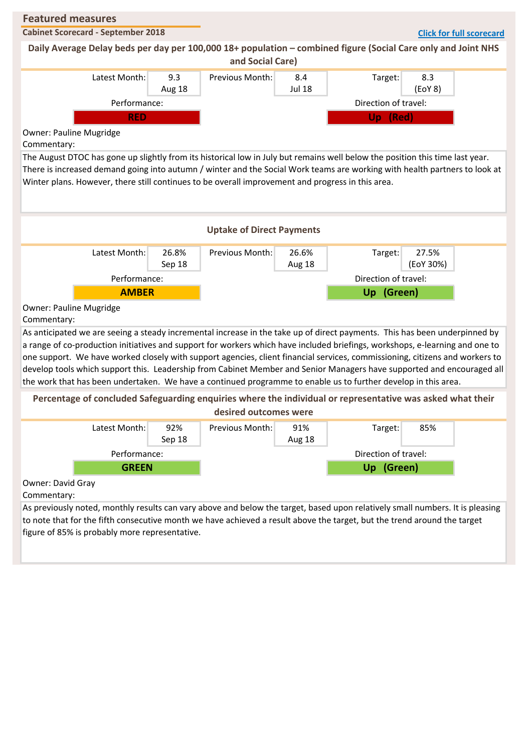## Featured measures

**Cabinet Scorecard - September 2018**

[Click for full scorecard]

### Daily Average Delay beds per day per 100,000 18+ population – combined figure (Social Care only and Joint NHS and Social Care)

| Latest Month: | 9.3 Aug 18 | Previous Month: | 8.4 Jul 18 | Target: | 8.3 (EoY 8) |
|---|---|---|---|---|---|

Performance: **RED**

Direction of travel: **Up (Red)**

Owner: Pauline Mugridge

Commentary:

The August DTOC has gone up slightly from its historical low in July but remains well below the position this time last year. There is increased demand going into autumn / winter and the Social Work teams are working with health partners to look at Winter plans. However, there still continues to be overall improvement and progress in this area.

### Uptake of Direct Payments

| Latest Month: | 26.8% Sep 18 | Previous Month: | 26.6% Aug 18 | Target: | 27.5% (EoY 30%) |
|---|---|---|---|---|---|

Performance: **AMBER**

Direction of travel: **Up (Green)**

Owner: Pauline Mugridge

Commentary:

As anticipated we are seeing a steady incremental increase in the take up of direct payments. This has been underpinned by a range of co-production initiatives and support for workers which have included briefings, workshops, e-learning and one to one support. We have worked closely with support agencies, client financial services, commissioning, citizens and workers to develop tools which support this. Leadership from Cabinet Member and Senior Managers have supported and encouraged all the work that has been undertaken. We have a continued programme to enable us to further develop in this area.

### Percentage of concluded Safeguarding enquiries where the individual or representative was asked what their desired outcomes were

| Latest Month: | 92% Sep 18 | Previous Month: | 91% Aug 18 | Target: | 85% |
|---|---|---|---|---|---|

Performance: **GREEN**

Direction of travel: **Up (Green)**

Owner: David Gray

Commentary:

As previously noted, monthly results can vary above and below the target, based upon relatively small numbers. It is pleasing to note that for the fifth consecutive month we have achieved a result above the target, but the trend around the target figure of 85% is probably more representative.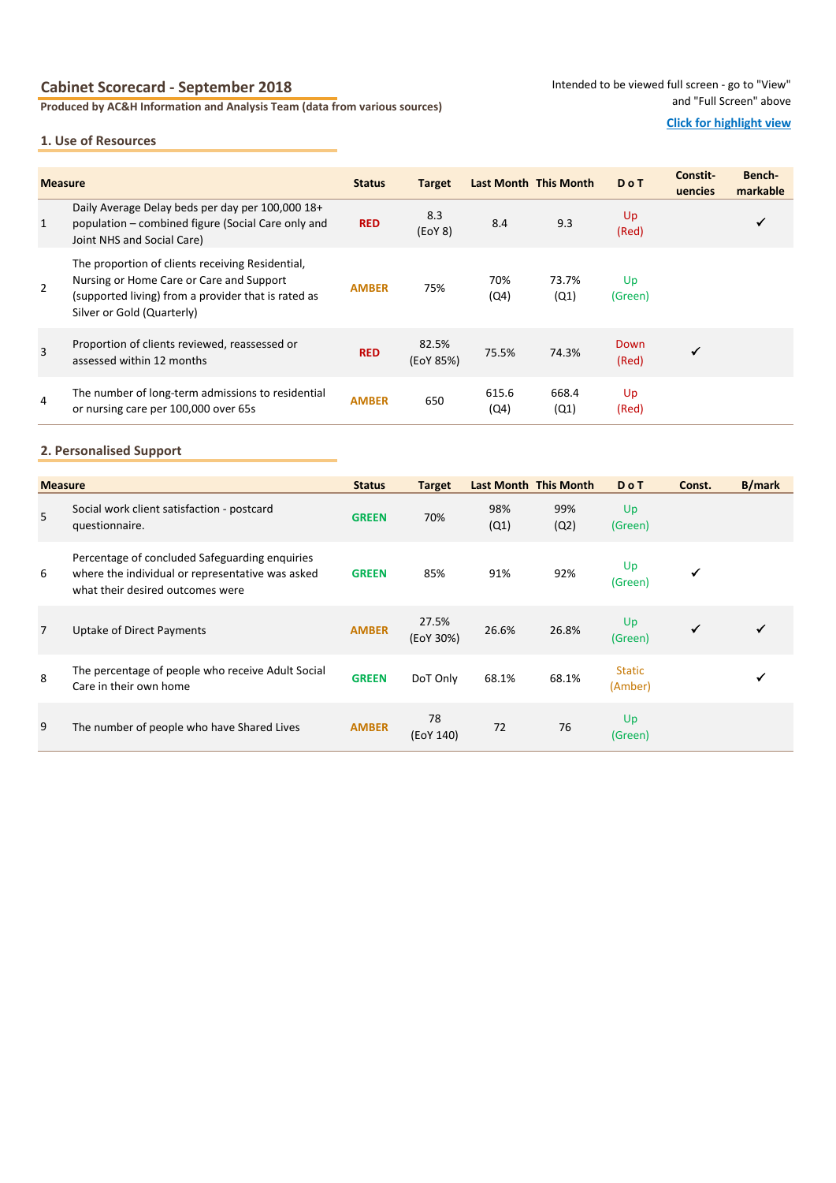## Cabinet Scorecard - September 2018

**Produced by AC&H Information and Analysis Team (data from various sources)**

Intended to be viewed full screen - go to "View" and "Full Screen" above

Click for highlight view

### 1. Use of Resources

| | Measure | Status | Target | Last Month | This Month | D o T | Constit-uencies | Bench-markable |
|---|---|---|---|---|---|---|---|---|
| 1 | Daily Average Delay beds per day per 100,000 18+ population – combined figure (Social Care only and Joint NHS and Social Care) | RED | 8.3 (EoY 8) | 8.4 | 9.3 | Up (Red) | | ✓ |
| 2 | The proportion of clients receiving Residential, Nursing or Home Care or Care and Support (supported living) from a provider that is rated as Silver or Gold (Quarterly) | AMBER | 75% | 70% (Q4) | 73.7% (Q1) | Up (Green) | | |
| 3 | Proportion of clients reviewed, reassessed or assessed within 12 months | RED | 82.5% (EoY 85%) | 75.5% | 74.3% | Down (Red) | ✓ | |
| 4 | The number of long-term admissions to residential or nursing care per 100,000 over 65s | AMBER | 650 | 615.6 (Q4) | 668.4 (Q1) | Up (Red) | | |

### 2. Personalised Support

| | Measure | Status | Target | Last Month | This Month | D o T | Const. | B/mark |
|---|---|---|---|---|---|---|---|---|
| 5 | Social work client satisfaction - postcard questionnaire. | GREEN | 70% | 98% (Q1) | 99% (Q2) | Up (Green) | | |
| 6 | Percentage of concluded Safeguarding enquiries where the individual or representative was asked what their desired outcomes were | GREEN | 85% | 91% | 92% | Up (Green) | ✓ | |
| 7 | Uptake of Direct Payments | AMBER | 27.5% (EoY 30%) | 26.6% | 26.8% | Up (Green) | ✓ | ✓ |
| 8 | The percentage of people who receive Adult Social Care in their own home | GREEN | DoT Only | 68.1% | 68.1% | Static (Amber) | | ✓ |
| 9 | The number of people who have Shared Lives | AMBER | 78 (EoY 140) | 72 | 76 | Up (Green) | | |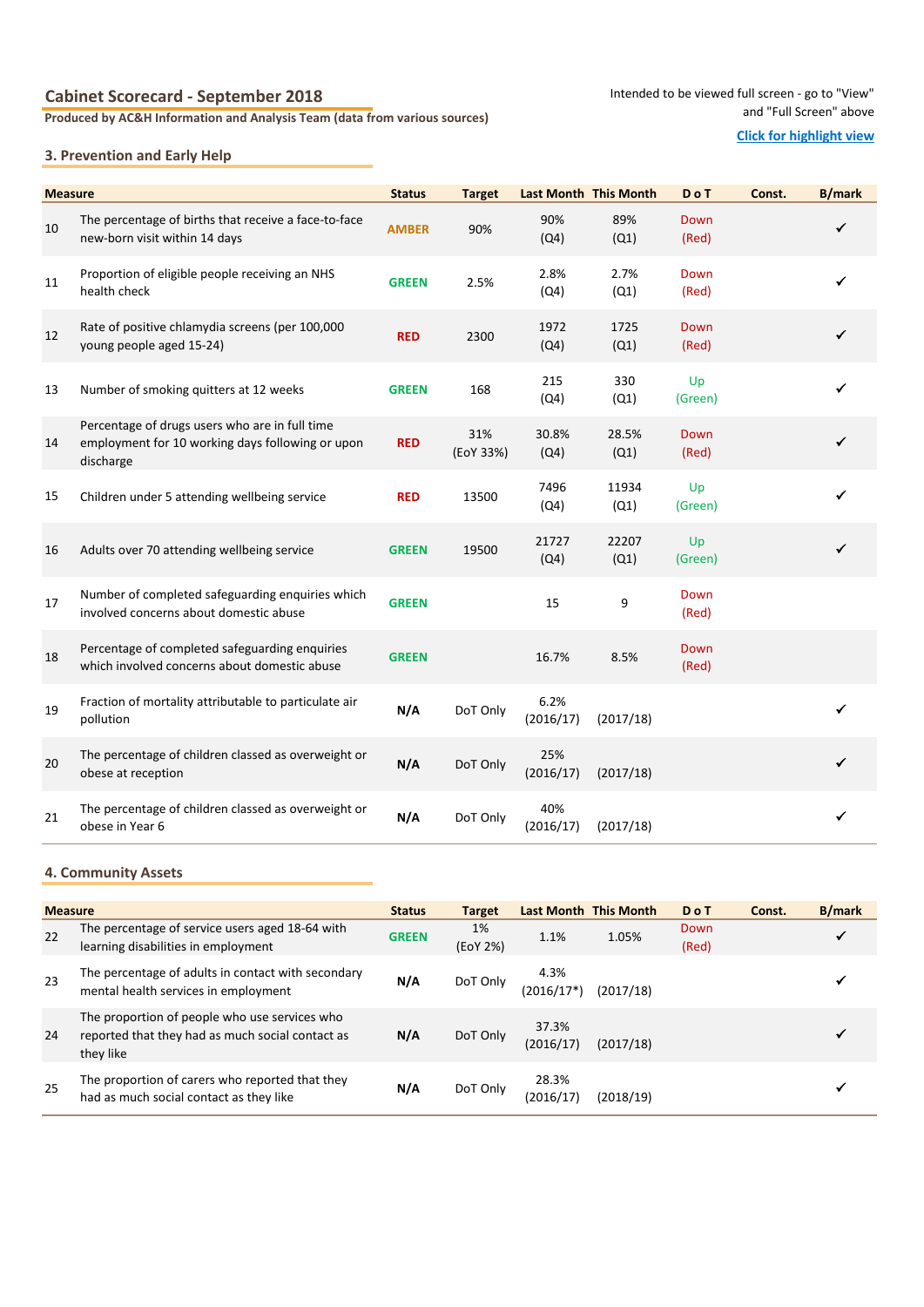## Cabinet Scorecard - September 2018

**Produced by AC&H Information and Analysis Team (data from various sources)**

Intended to be viewed full screen - go to "View" and "Full Screen" above

Click for highlight view

### 3. Prevention and Early Help

| | Measure | Status | Target | Last Month | This Month | D o T | Const. | B/mark |
|---|---|---|---|---|---|---|---|---|
| 10 | The percentage of births that receive a face-to-face new-born visit within 14 days | AMBER | 90% | 90% (Q4) | 89% (Q1) | Down (Red) | | ✓ |
| 11 | Proportion of eligible people receiving an NHS health check | GREEN | 2.5% | 2.8% (Q4) | 2.7% (Q1) | Down (Red) | | ✓ |
| 12 | Rate of positive chlamydia screens (per 100,000 young people aged 15-24) | RED | 2300 | 1972 (Q4) | 1725 (Q1) | Down (Red) | | ✓ |
| 13 | Number of smoking quitters at 12 weeks | GREEN | 168 | 215 (Q4) | 330 (Q1) | Up (Green) | | ✓ |
| 14 | Percentage of drugs users who are in full time employment for 10 working days following or upon discharge | RED | 31% (EoY 33%) | 30.8% (Q4) | 28.5% (Q1) | Down (Red) | | ✓ |
| 15 | Children under 5 attending wellbeing service | RED | 13500 | 7496 (Q4) | 11934 (Q1) | Up (Green) | | ✓ |
| 16 | Adults over 70 attending wellbeing service | GREEN | 19500 | 21727 (Q4) | 22207 (Q1) | Up (Green) | | ✓ |
| 17 | Number of completed safeguarding enquiries which involved concerns about domestic abuse | GREEN | | 15 | 9 | Down (Red) | | |
| 18 | Percentage of completed safeguarding enquiries which involved concerns about domestic abuse | GREEN | | 16.7% | 8.5% | Down (Red) | | |
| 19 | Fraction of mortality attributable to particulate air pollution | N/A | DoT Only | 6.2% (2016/17) | (2017/18) | | | ✓ |
| 20 | The percentage of children classed as overweight or obese at reception | N/A | DoT Only | 25% (2016/17) | (2017/18) | | | ✓ |
| 21 | The percentage of children classed as overweight or obese in Year 6 | N/A | DoT Only | 40% (2016/17) | (2017/18) | | | ✓ |

### 4. Community Assets

| | Measure | Status | Target | Last Month | This Month | D o T | Const. | B/mark |
|---|---|---|---|---|---|---|---|---|
| 22 | The percentage of service users aged 18-64 with learning disabilities in employment | GREEN | 1% (EoY 2%) | 1.1% | 1.05% | Down (Red) | | ✓ |
| 23 | The percentage of adults in contact with secondary mental health services in employment | N/A | DoT Only | 4.3% (2016/17*) | (2017/18) | | | ✓ |
| 24 | The proportion of people who use services who reported that they had as much social contact as they like | N/A | DoT Only | 37.3% (2016/17) | (2017/18) | | | ✓ |
| 25 | The proportion of carers who reported that they had as much social contact as they like | N/A | DoT Only | 28.3% (2016/17) | (2018/19) | | | ✓ |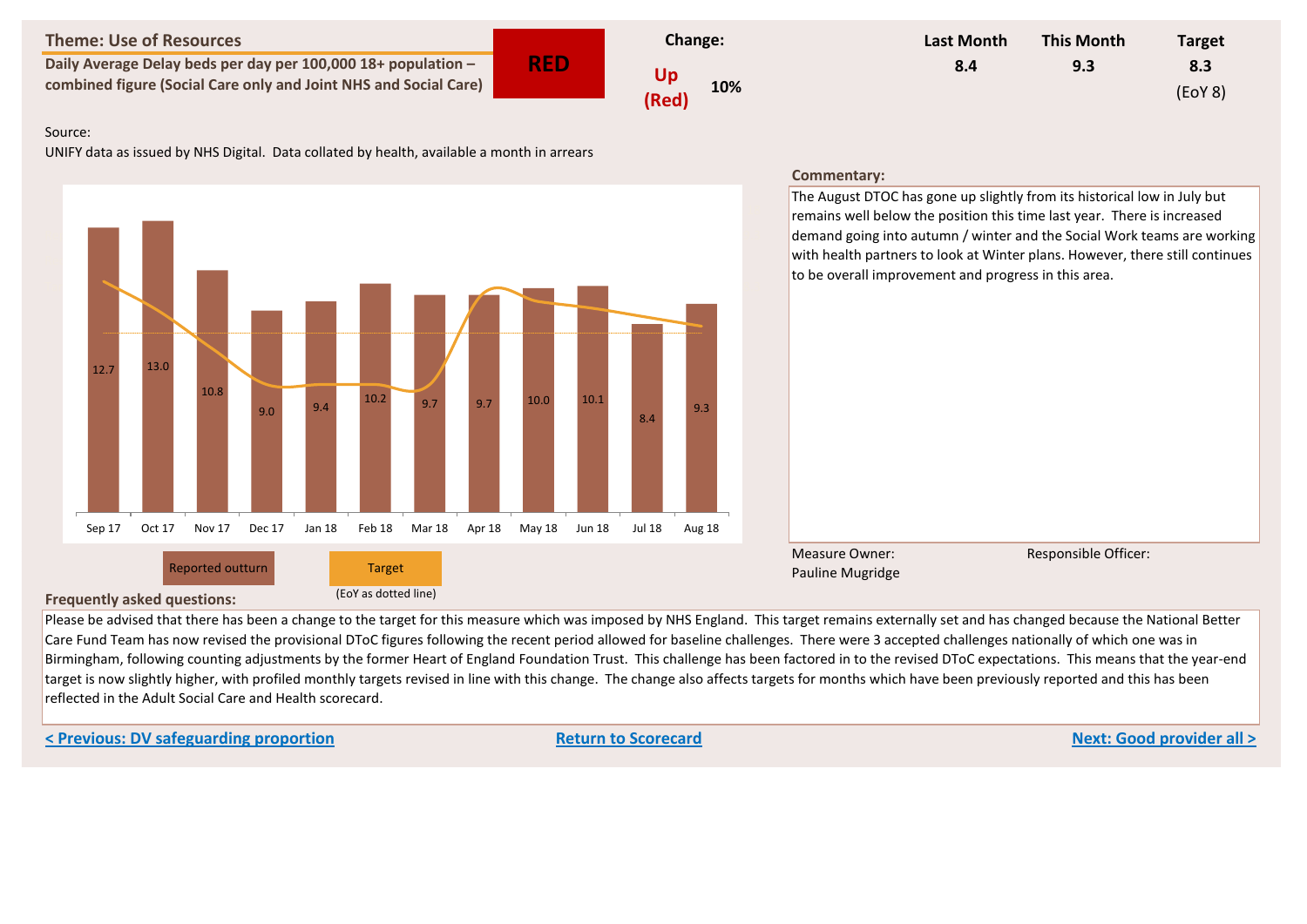## Theme: Use of Resources

**Daily Average Delay beds per day per 100,000 18+ population – combined figure (Social Care only and Joint NHS and Social Care)**

**RED**

| Change: | | Last Month | This Month | Target |
|---|---|---|---|---|
| Up (Red) | 10% | 8.4 | 9.3 | 8.3 (EoY 8) |

Source:
UNIFY data as issued by NHS Digital. Data collated by health, available a month in arrears

| Month | Reported outturn |
|---|---|
| Sep 17 | 12.7 |
| Oct 17 | 13.0 |
| Nov 17 | 10.8 |
| Dec 17 | 9.0 |
| Jan 18 | 9.4 |
| Feb 18 | 10.2 |
| Mar 18 | 9.7 |
| Apr 18 | 9.7 |
| May 18 | 10.0 |
| Jun 18 | 10.1 |
| Jul 18 | 8.4 |
| Aug 18 | 9.3 |

Reported outturn | Target (EoY as dotted line)

**Commentary:**

The August DTOC has gone up slightly from its historical low in July but remains well below the position this time last year. There is increased demand going into autumn / winter and the Social Work teams are working with health partners to look at Winter plans. However, there still continues to be overall improvement and progress in this area.

Measure Owner:
Pauline Mugridge

Responsible Officer:

**Frequently asked questions:**

Please be advised that there has been a change to the target for this measure which was imposed by NHS England. This target remains externally set and has changed because the National Better Care Fund Team has now revised the provisional DToC figures following the recent period allowed for baseline challenges. There were 3 accepted challenges nationally of which one was in Birmingham, following counting adjustments by the former Heart of England Foundation Trust. This challenge has been factored in to the revised DToC expectations. This means that the year-end target is now slightly higher, with profiled monthly targets revised in line with this change. The change also affects targets for months which have been previously reported and this has been reflected in the Adult Social Care and Health scorecard.

< Previous: DV safeguarding proportion | Return to Scorecard | Next: Good provider all >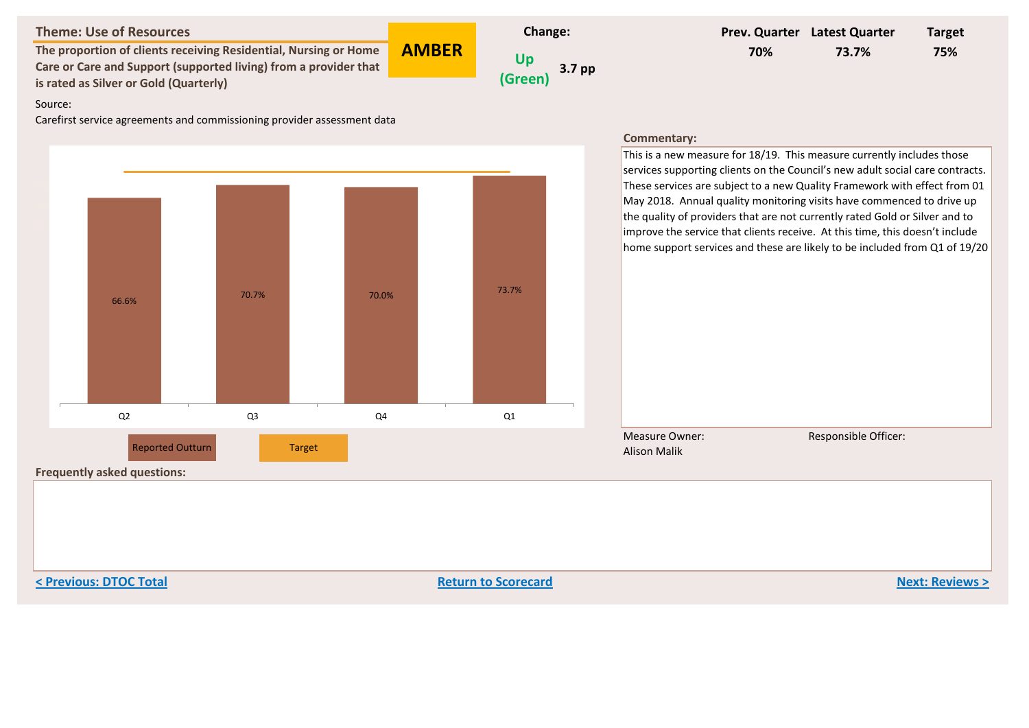## Theme: Use of Resources

**The proportion of clients receiving Residential, Nursing or Home Care or Care and Support (supported living) from a provider that is rated as Silver or Gold (Quarterly)**

**AMBER**

| Change: | | Prev. Quarter | Latest Quarter | Target |
|---|---|---|---|---|
| Up (Green) | 3.7 pp | 70% | 73.7% | 75% |

Source:

Carefirst service agreements and commissioning provider assessment data

| | Q2 | Q3 | Q4 | Q1 |
|---|---|---|---|---|
| Reported Outturn | 66.6% | 70.7% | 70.0% | 73.7% |

Reported Outturn | Target

**Commentary:**

This is a new measure for 18/19. This measure currently includes those services supporting clients on the Council's new adult social care contracts. These services are subject to a new Quality Framework with effect from 01 May 2018. Annual quality monitoring visits have commenced to drive up the quality of providers that are not currently rated Gold or Silver and to improve the service that clients receive. At this time, this doesn't include home support services and these are likely to be included from Q1 of 19/20

Measure Owner:
Alison Malik

Responsible Officer:

**Frequently asked questions:**

< Previous: DTOC Total | Return to Scorecard | Next: Reviews >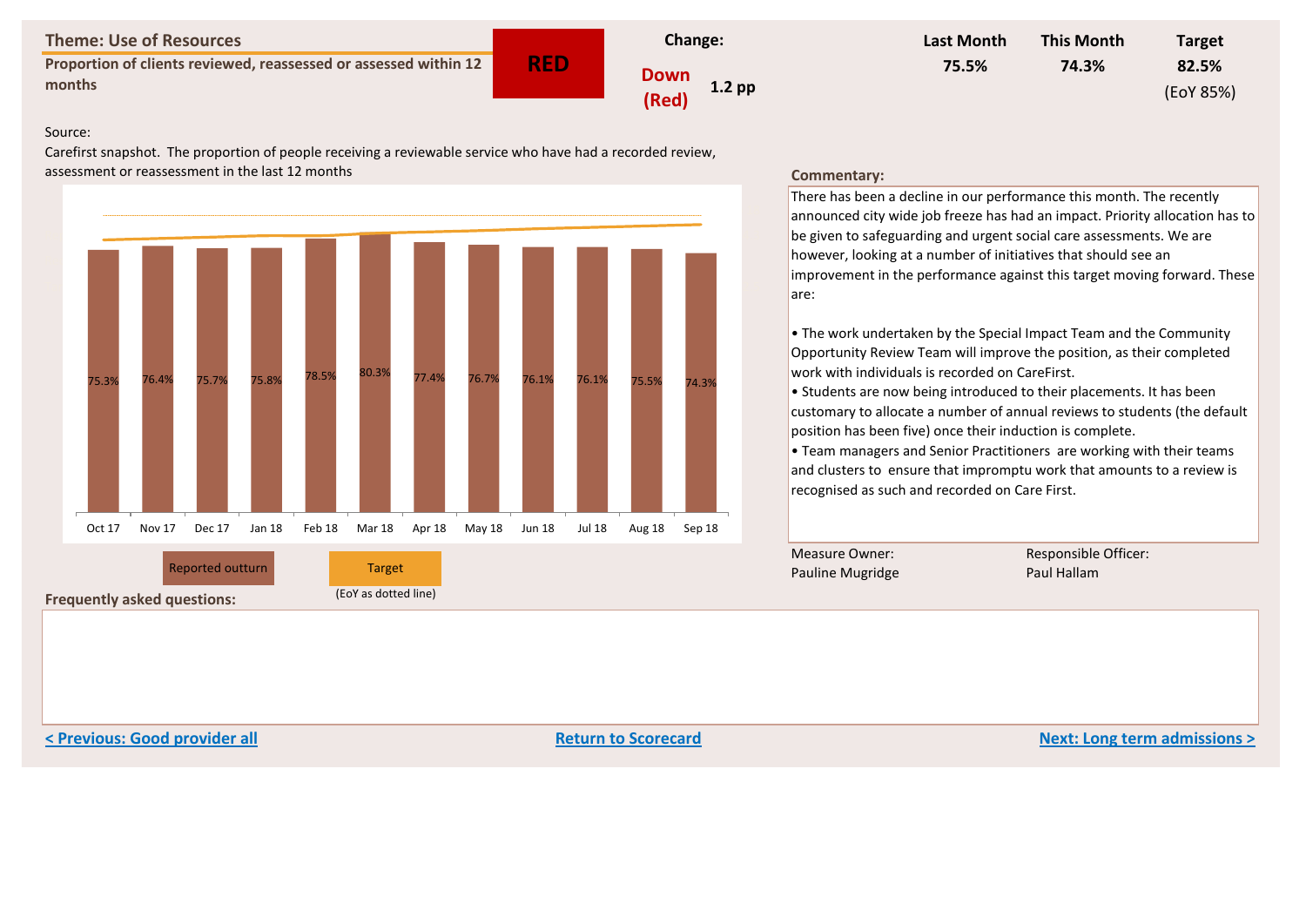## Theme: Use of Resources

**Proportion of clients reviewed, reassessed or assessed within 12 months**

**RED**

| Change: | | Last Month | This Month | Target |
|---|---|---|---|---|
| Down (Red) | 1.2 pp | 75.5% | 74.3% | 82.5% (EoY 85%) |

Source:

Carefirst snapshot. The proportion of people receiving a reviewable service who have had a recorded review, assessment or reassessment in the last 12 months

| Month | Reported outturn |
|---|---|
| Oct 17 | 75.3% |
| Nov 17 | 76.4% |
| Dec 17 | 75.7% |
| Jan 18 | 75.8% |
| Feb 18 | 78.5% |
| Mar 18 | 80.3% |
| Apr 18 | 77.4% |
| May 18 | 76.7% |
| Jun 18 | 76.1% |
| Jul 18 | 76.1% |
| Aug 18 | 75.5% |
| Sep 18 | 74.3% |

Reported outturn | Target (EoY as dotted line)

**Commentary:**

There has been a decline in our performance this month. The recently announced city wide job freeze has had an impact. Priority allocation has to be given to safeguarding and urgent social care assessments. We are however, looking at a number of initiatives that should see an improvement in the performance against this target moving forward. These are:

- The work undertaken by the Special Impact Team and the Community Opportunity Review Team will improve the position, as their completed work with individuals is recorded on CareFirst.
- Students are now being introduced to their placements. It has been customary to allocate a number of annual reviews to students (the default position has been five) once their induction is complete.
- Team managers and Senior Practitioners are working with their teams and clusters to ensure that impromptu work that amounts to a review is recognised as such and recorded on Care First.

Measure Owner: Pauline Mugridge

Responsible Officer: Paul Hallam

**Frequently asked questions:**

< Previous: Good provider all | Return to Scorecard | Next: Long term admissions >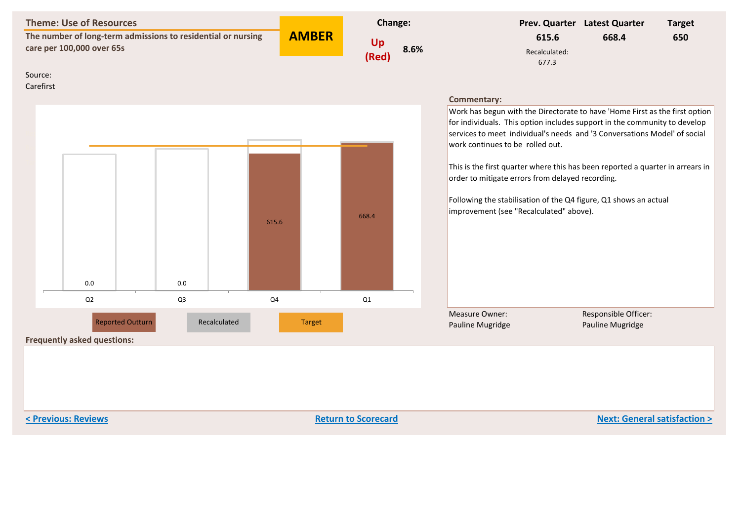## Theme: Use of Resources

**The number of long-term admissions to residential or nursing care per 100,000 over 65s**

**AMBER**

**Change:** Up (Red) 8.6%

| Prev. Quarter | Latest Quarter | Target |
|---|---|---|
| 615.6 | 668.4 | 650 |
| Recalculated: 677.3 | | |

Source:
Carefirst

| | Q2 | Q3 | Q4 | Q1 |
|---|---|---|---|---|
| Reported Outturn | 0.0 | 0.0 | 615.6 | 668.4 |

Reported Outturn | Recalculated | Target

**Commentary:**

Work has begun with the Directorate to have 'Home First as the first option for individuals. This option includes support in the community to develop services to meet individual's needs and '3 Conversations Model' of social work continues to be rolled out.

This is the first quarter where this has been reported a quarter in arrears in order to mitigate errors from delayed recording.

Following the stabilisation of the Q4 figure, Q1 shows an actual improvement (see "Recalculated" above).

Measure Owner:
Pauline Mugridge

Responsible Officer:
Pauline Mugridge

**Frequently asked questions:**

< Previous: Reviews | Return to Scorecard | Next: General satisfaction >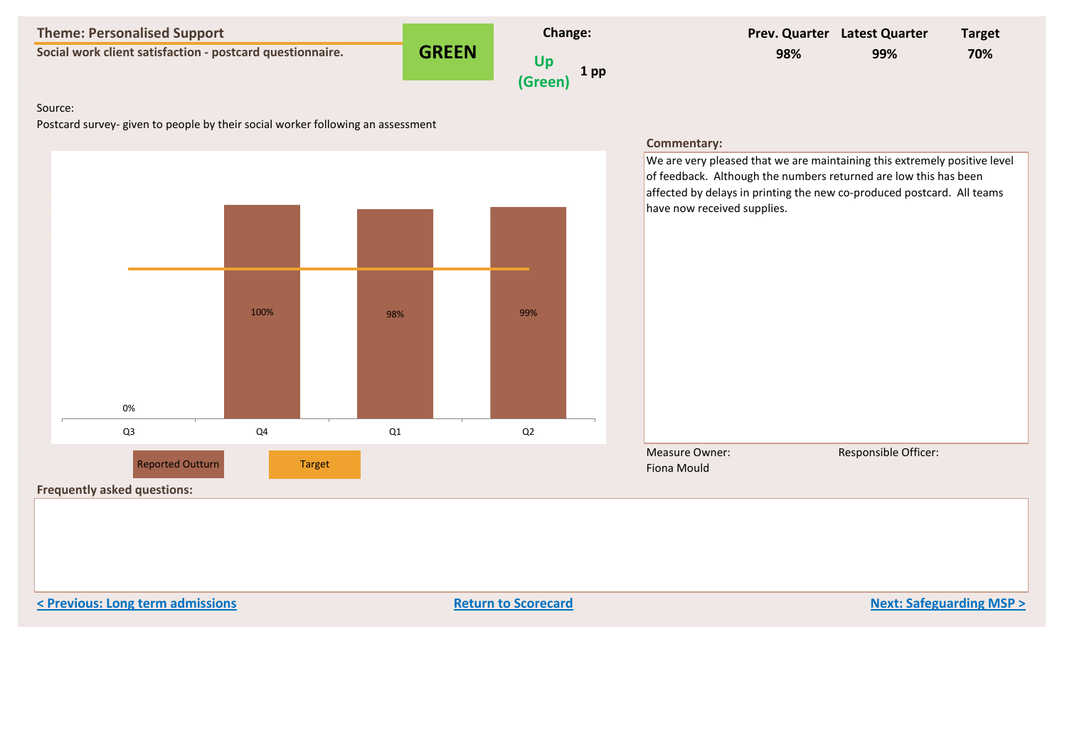## Theme: Personalised Support

**Social work client satisfaction - postcard questionnaire.**

**GREEN**

| Change: | | Prev. Quarter | Latest Quarter | Target |
|---|---|---|---|---|
| Up (Green) | 1 pp | 98% | 99% | 70% |

Source:

Postcard survey- given to people by their social worker following an assessment

| Quarter | Reported Outturn | Target |
|---|---|---|
| Q3 | 0% | |
| Q4 | 100% | |
| Q1 | 98% | |
| Q2 | 99% | |

**Commentary:**

We are very pleased that we are maintaining this extremely positive level of feedback. Although the numbers returned are low this has been affected by delays in printing the new co-produced postcard. All teams have now received supplies.

Measure Owner:
Fiona Mould

Responsible Officer:

**Frequently asked questions:**

< Previous: Long term admissions | Return to Scorecard | Next: Safeguarding MSP >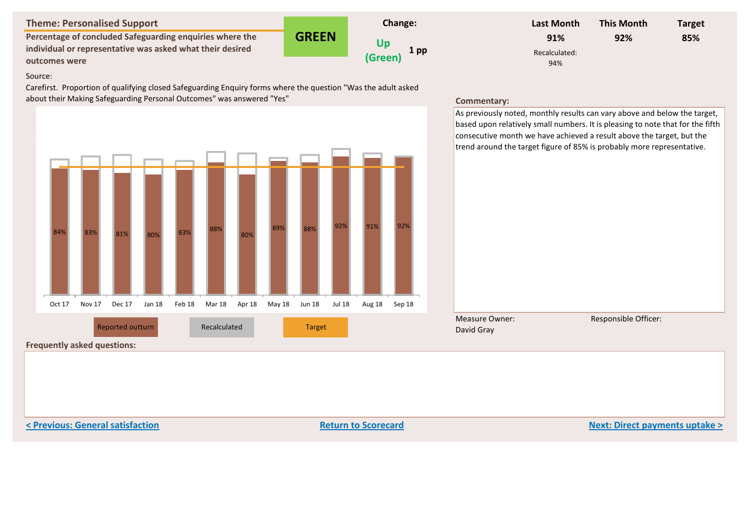## Theme: Personalised Support

**Percentage of concluded Safeguarding enquiries where the individual or representative was asked what their desired outcomes were**

**GREEN**

| Change: | | Last Month | This Month | Target |
|---|---|---|---|---|
| Up (Green) | 1 pp | 91% | 92% | 85% |
| | | Recalculated: 94% | | |

Source:

Carefirst. Proportion of qualifying closed Safeguarding Enquiry forms where the question "Was the adult asked about their Making Safeguarding Personal Outcomes" was answered "Yes"

| Month | Oct 17 | Nov 17 | Dec 17 | Jan 18 | Feb 18 | Mar 18 | Apr 18 | May 18 | Jun 18 | Jul 18 | Aug 18 | Sep 18 |
|---|---|---|---|---|---|---|---|---|---|---|---|---|
| Reported outturn | 84% | 83% | 81% | 80% | 83% | 88% | 80% | 89% | 88% | 92% | 91% | 92% |

Legend: Reported outturn | Recalculated | Target

**Commentary:**

As previously noted, monthly results can vary above and below the target, based upon relatively small numbers. It is pleasing to note that for the fifth consecutive month we have achieved a result above the target, but the trend around the target figure of 85% is probably more representative.

Measure Owner: David Gray

Responsible Officer:

**Frequently asked questions:**

< Previous: General satisfaction | Return to Scorecard | Next: Direct payments uptake >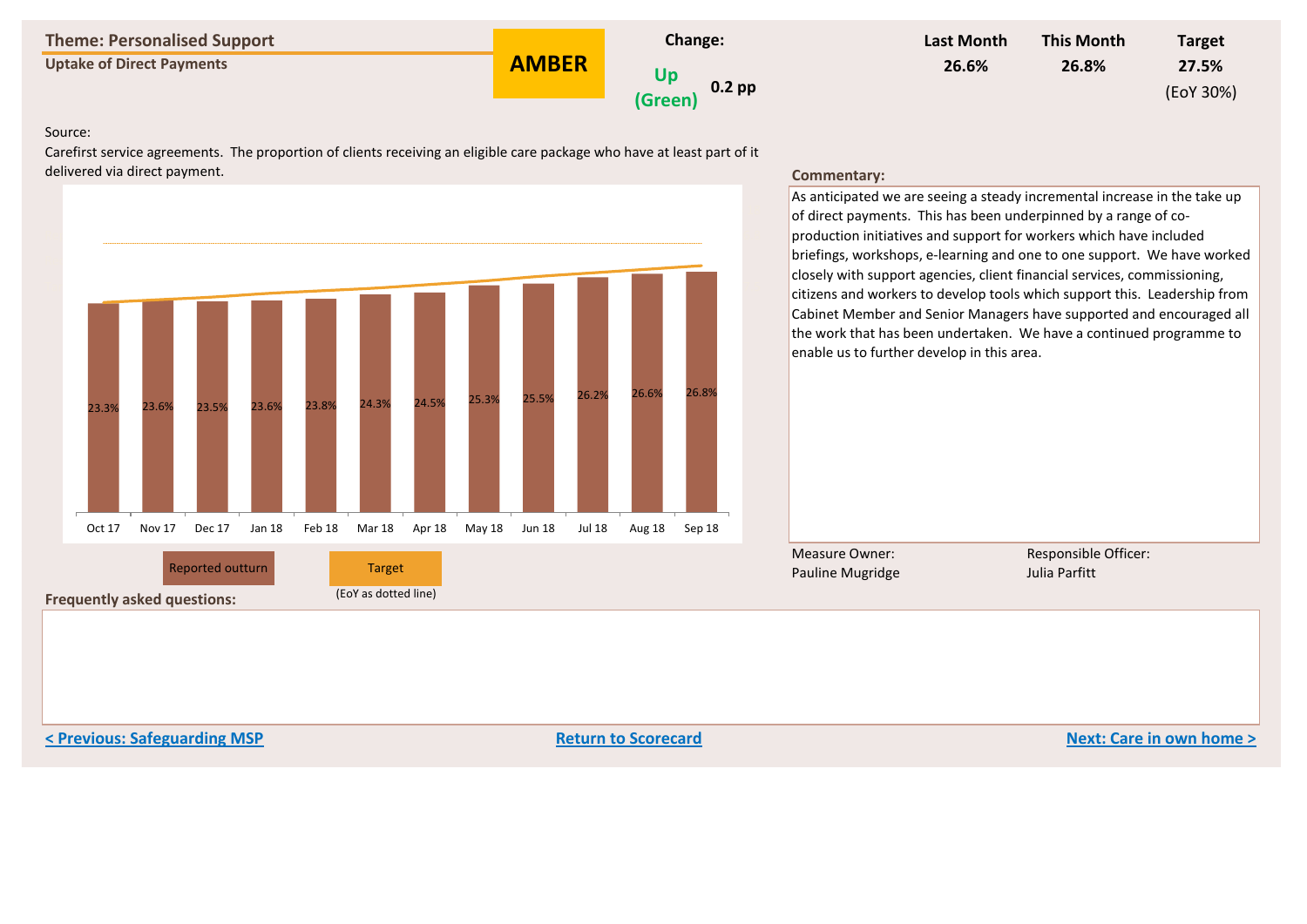## Theme: Personalised Support

**Uptake of Direct Payments**

**AMBER**

| Change: | | Last Month | This Month | Target |
|---|---|---|---|---|
| Up (Green) | 0.2 pp | 26.6% | 26.8% | 27.5% (EoY 30%) |

Source:

Carefirst service agreements. The proportion of clients receiving an eligible care package who have at least part of it delivered via direct payment.

| Month | Oct 17 | Nov 17 | Dec 17 | Jan 18 | Feb 18 | Mar 18 | Apr 18 | May 18 | Jun 18 | Jul 18 | Aug 18 | Sep 18 |
|---|---|---|---|---|---|---|---|---|---|---|---|---|
| Reported outturn | 23.3% | 23.6% | 23.5% | 23.6% | 23.8% | 24.3% | 24.5% | 25.3% | 25.5% | 26.2% | 26.6% | 26.8% |

Reported outturn — Target (EoY as dotted line)

**Commentary:**

As anticipated we are seeing a steady incremental increase in the take up of direct payments. This has been underpinned by a range of co-production initiatives and support for workers which have included briefings, workshops, e-learning and one to one support. We have worked closely with support agencies, client financial services, commissioning, citizens and workers to develop tools which support this. Leadership from Cabinet Member and Senior Managers have supported and encouraged all the work that has been undertaken. We have a continued programme to enable us to further develop in this area.

Measure Owner: Pauline Mugridge

Responsible Officer: Julia Parfitt

**Frequently asked questions:**

< Previous: Safeguarding MSP | Return to Scorecard | Next: Care in own home >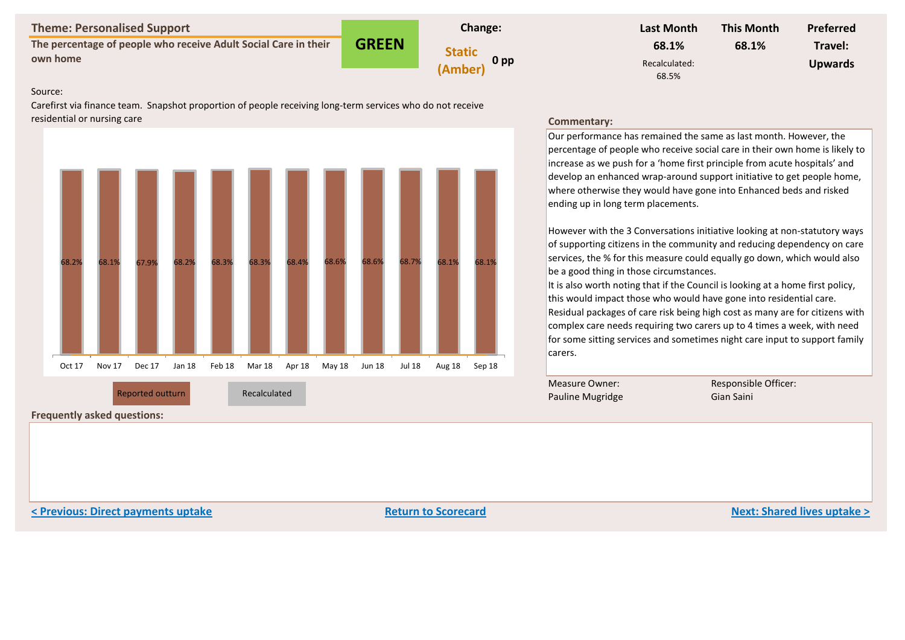## Theme: Personalised Support

**The percentage of people who receive Adult Social Care in their own home**

**GREEN**

**Change:** Static (Amber) **0 pp**

| Last Month | This Month | Preferred Travel: |
|---|---|---|
| **68.1%** | **68.1%** | **Upwards** |
| Recalculated: 68.5% | | |

Source:
Carefirst via finance team. Snapshot proportion of people receiving long-term services who do not receive residential or nursing care

| | Oct 17 | Nov 17 | Dec 17 | Jan 18 | Feb 18 | Mar 18 | Apr 18 | May 18 | Jun 18 | Jul 18 | Aug 18 | Sep 18 |
|---|---|---|---|---|---|---|---|---|---|---|---|---|
| Reported outturn | 68.2% | 68.1% | 67.9% | 68.2% | 68.3% | 68.3% | 68.4% | 68.6% | 68.6% | 68.7% | 68.1% | 68.1% |

Reported outturn | Recalculated

**Commentary:**

Our performance has remained the same as last month. However, the percentage of people who receive social care in their own home is likely to increase as we push for a 'home first principle from acute hospitals' and develop an enhanced wrap-around support initiative to get people home, where otherwise they would have gone into Enhanced beds and risked ending up in long term placements.

However with the 3 Conversations initiative looking at non-statutory ways of supporting citizens in the community and reducing dependency on care services, the % for this measure could equally go down, which would also be a good thing in those circumstances.
It is also worth noting that if the Council is looking at a home first policy, this would impact those who would have gone into residential care. Residual packages of care risk being high cost as many are for citizens with complex care needs requiring two carers up to 4 times a week, with need for some sitting services and sometimes night care input to support family carers.

Measure Owner: Pauline Mugridge

Responsible Officer: Gian Saini

**Frequently asked questions:**

< Previous: Direct payments uptake | Return to Scorecard | Next: Shared lives uptake >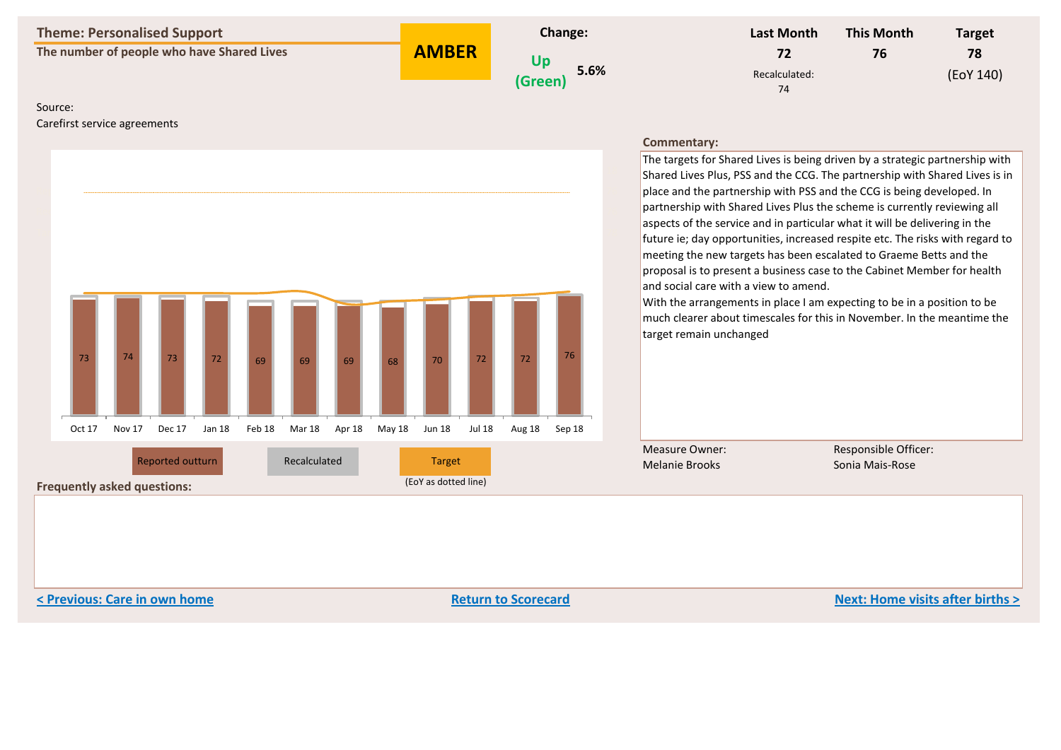## Theme: Personalised Support

**The number of people who have Shared Lives**

**AMBER**

**Change:** Up (Green) 5.6%

| Last Month | This Month | Target |
|---|---|---|
| 72 | 76 | 78 |
| Recalculated: 74 | | (EoY 140) |

Source:
Carefirst service agreements

| Month | Oct 17 | Nov 17 | Dec 17 | Jan 18 | Feb 18 | Mar 18 | Apr 18 | May 18 | Jun 18 | Jul 18 | Aug 18 | Sep 18 |
|---|---|---|---|---|---|---|---|---|---|---|---|---|
| Reported outturn | 73 | 74 | 73 | 72 | 69 | 69 | 69 | 68 | 70 | 72 | 72 | 76 |

Reported outturn | Recalculated | Target (EoY as dotted line)

**Commentary:**

The targets for Shared Lives is being driven by a strategic partnership with Shared Lives Plus, PSS and the CCG. The partnership with Shared Lives is in place and the partnership with PSS and the CCG is being developed. In partnership with Shared Lives Plus the scheme is currently reviewing all aspects of the service and in particular what it will be delivering in the future ie; day opportunities, increased respite etc. The risks with regard to meeting the new targets has been escalated to Graeme Betts and the proposal is to present a business case to the Cabinet Member for health and social care with a view to amend.
With the arrangements in place I am expecting to be in a position to be much clearer about timescales for this in November. In the meantime the target remain unchanged

Measure Owner:
Melanie Brooks

Responsible Officer:
Sonia Mais-Rose

**Frequently asked questions:**

< Previous: Care in own home | Return to Scorecard | Next: Home visits after births >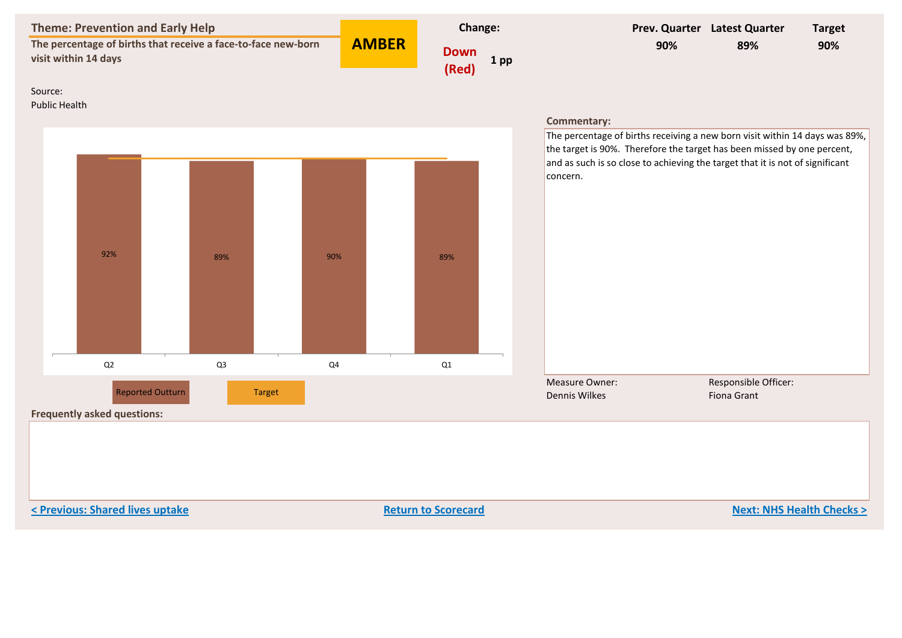## Theme: Prevention and Early Help

**The percentage of births that receive a face-to-face new-born visit within 14 days**

**AMBER**

| Change: | | Prev. Quarter | Latest Quarter | Target |
|---|---|---|---|---|
| Down (Red) | 1 pp | 90% | 89% | 90% |

Source:
Public Health

| | Q2 | Q3 | Q4 | Q1 |
|---|---|---|---|---|
| Reported Outturn | 92% | 89% | 90% | 89% |
| Target | 90% | 90% | 90% | 90% |

**Commentary:**

The percentage of births receiving a new born visit within 14 days was 89%, the target is 90%. Therefore the target has been missed by one percent, and as such is so close to achieving the target that it is not of significant concern.

Measure Owner:
Dennis Wilkes

Responsible Officer:
Fiona Grant

**Frequently asked questions:**

< Previous: Shared lives uptake | Return to Scorecard | Next: NHS Health Checks >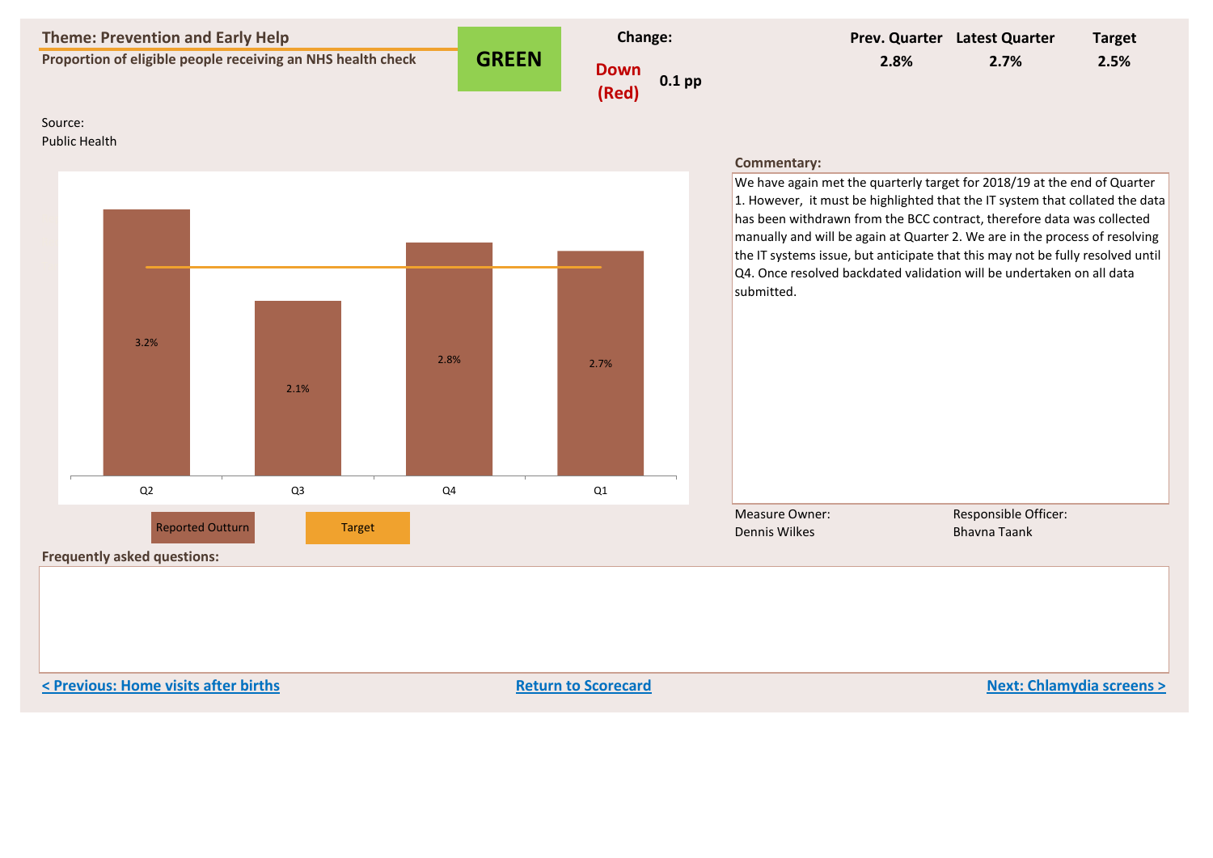## Theme: Prevention and Early Help

**Proportion of eligible people receiving an NHS health check**

**GREEN**

| Change: | | Prev. Quarter | Latest Quarter | Target |
|---|---|---|---|---|
| **Down (Red)** | **0.1 pp** | **2.8%** | **2.7%** | **2.5%** |

Source:
Public Health

| Quarter | Reported Outturn |
|---|---|
| Q2 | 3.2% |
| Q3 | 2.1% |
| Q4 | 2.8% |
| Q1 | 2.7% |

Reported Outturn | Target

**Commentary:**

We have again met the quarterly target for 2018/19 at the end of Quarter 1. However, it must be highlighted that the IT system that collated the data has been withdrawn from the BCC contract, therefore data was collected manually and will be again at Quarter 2. We are in the process of resolving the IT systems issue, but anticipate that this may not be fully resolved until Q4. Once resolved backdated validation will be undertaken on all data submitted.

Measure Owner:
Dennis Wilkes

Responsible Officer:
Bhavna Taank

**Frequently asked questions:**

< Previous: Home visits after births | Return to Scorecard | Next: Chlamydia screens >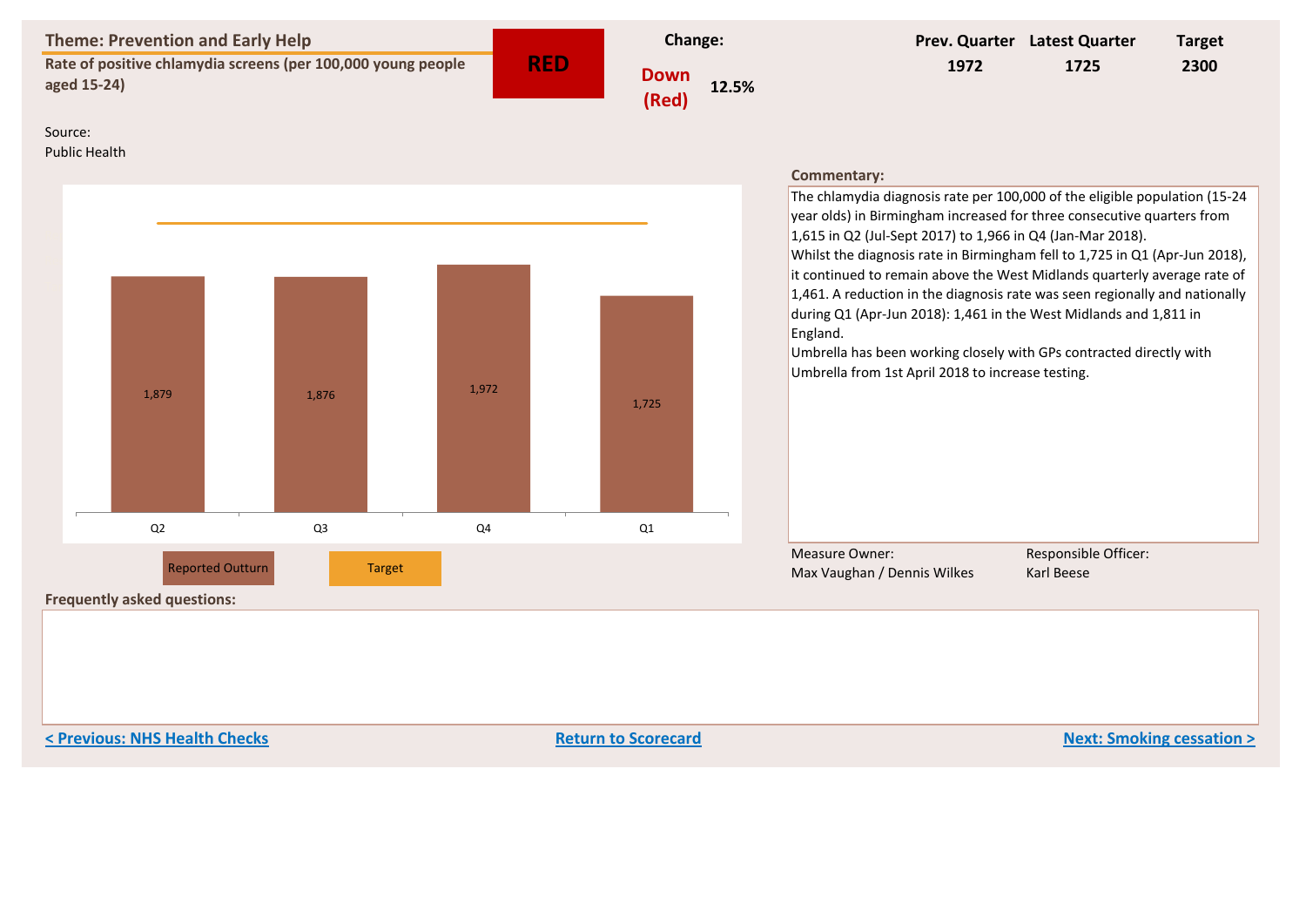## Theme: Prevention and Early Help

**Rate of positive chlamydia screens (per 100,000 young people aged 15-24)**

**RED**

| Change: | | Prev. Quarter | Latest Quarter | Target |
|---|---|---|---|---|
| Down (Red) | 12.5% | 1972 | 1725 | 2300 |

Source:
Public Health

| | Q2 | Q3 | Q4 | Q1 |
|---|---|---|---|---|
| Reported Outturn | 1,879 | 1,876 | 1,972 | 1,725 |
| Target | | | | |

Reported Outturn | Target

**Commentary:**

The chlamydia diagnosis rate per 100,000 of the eligible population (15-24 year olds) in Birmingham increased for three consecutive quarters from 1,615 in Q2 (Jul-Sept 2017) to 1,966 in Q4 (Jan-Mar 2018).
Whilst the diagnosis rate in Birmingham fell to 1,725 in Q1 (Apr-Jun 2018), it continued to remain above the West Midlands quarterly average rate of 1,461. A reduction in the diagnosis rate was seen regionally and nationally during Q1 (Apr-Jun 2018): 1,461 in the West Midlands and 1,811 in England.
Umbrella has been working closely with GPs contracted directly with Umbrella from 1st April 2018 to increase testing.

Measure Owner:
Max Vaughan / Dennis Wilkes

Responsible Officer:
Karl Beese

**Frequently asked questions:**

< Previous: NHS Health Checks | Return to Scorecard | Next: Smoking cessation >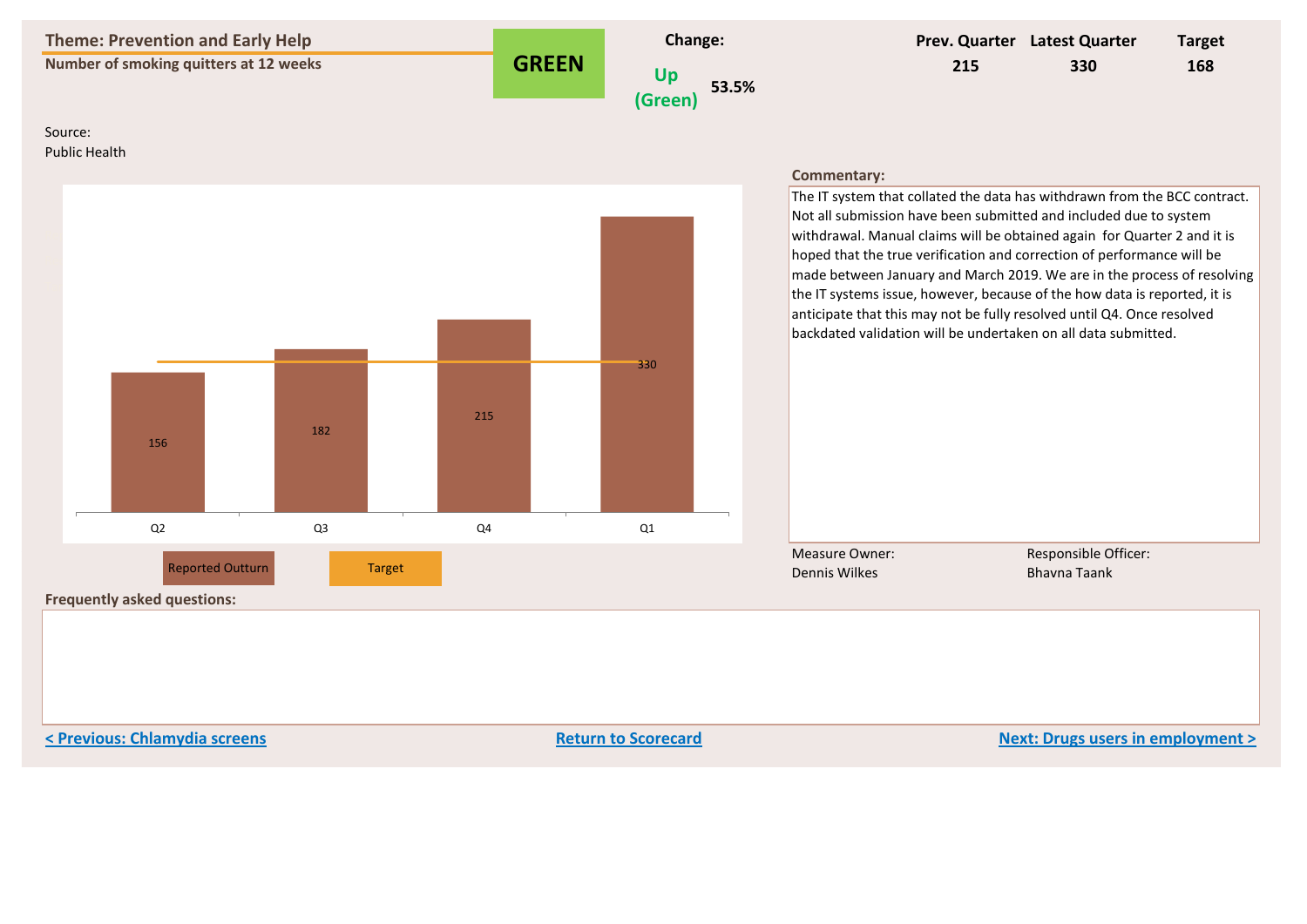## Theme: Prevention and Early Help

**Number of smoking quitters at 12 weeks**

**GREEN**

| Change: | | Prev. Quarter | Latest Quarter | Target |
|---|---|---|---|---|
| Up (Green) | 53.5% | 215 | 330 | 168 |

Source:
Public Health

| Quarter | Reported Outturn |
|---|---|
| Q2 | 156 |
| Q3 | 182 |
| Q4 | 215 |
| Q1 | 330 |

Reported Outturn | Target

**Commentary:**

The IT system that collated the data has withdrawn from the BCC contract. Not all submission have been submitted and included due to system withdrawal. Manual claims will be obtained again for Quarter 2 and it is hoped that the true verification and correction of performance will be made between January and March 2019. We are in the process of resolving the IT systems issue, however, because of the how data is reported, it is anticipate that this may not be fully resolved until Q4. Once resolved backdated validation will be undertaken on all data submitted.

Measure Owner:
Dennis Wilkes

Responsible Officer:
Bhavna Taank

**Frequently asked questions:**

< Previous: Chlamydia screens | Return to Scorecard | Next: Drugs users in employment >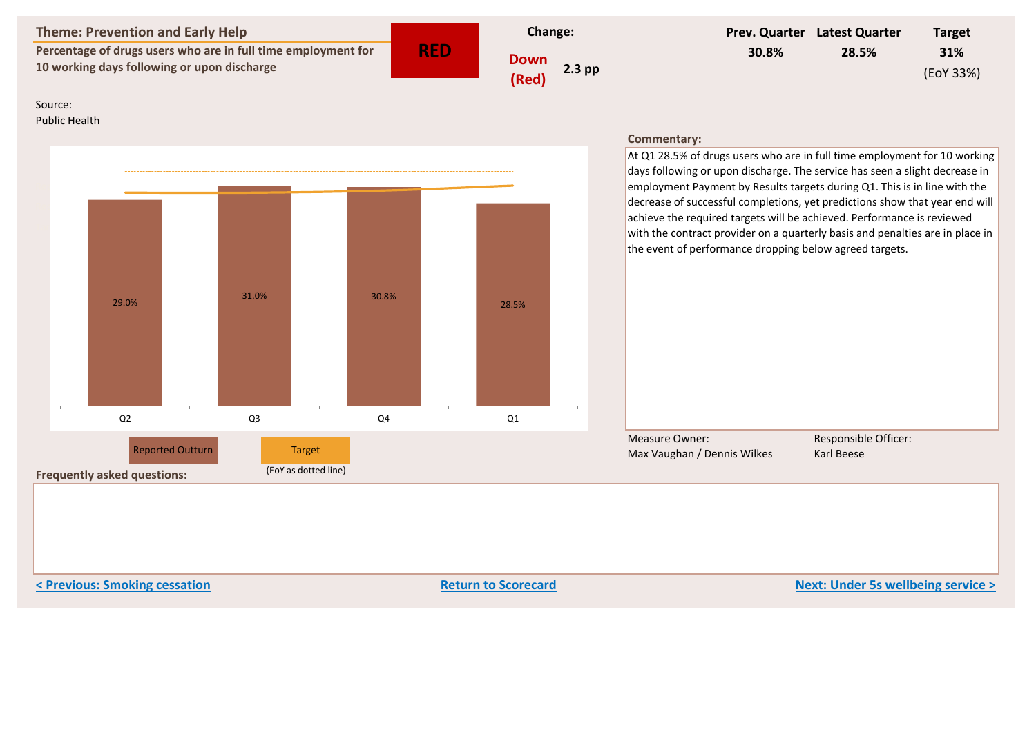## Theme: Prevention and Early Help

**Percentage of drugs users who are in full time employment for 10 working days following or upon discharge**

**RED**

| Change: | | Prev. Quarter | Latest Quarter | Target |
|---|---|---|---|---|
| Down (Red) | 2.3 pp | 30.8% | 28.5% | 31% (EoY 33%) |

Source:
Public Health

| | Q2 | Q3 | Q4 | Q1 |
|---|---|---|---|---|
| Reported Outturn | 29.0% | 31.0% | 30.8% | 28.5% |

Reported Outturn | Target (EoY as dotted line)

**Commentary:**

At Q1 28.5% of drugs users who are in full time employment for 10 working days following or upon discharge. The service has seen a slight decrease in employment Payment by Results targets during Q1. This is in line with the decrease of successful completions, yet predictions show that year end will achieve the required targets will be achieved. Performance is reviewed with the contract provider on a quarterly basis and penalties are in place in the event of performance dropping below agreed targets.

Measure Owner:
Max Vaughan / Dennis Wilkes

Responsible Officer:
Karl Beese

**Frequently asked questions:**

< Previous: Smoking cessation | Return to Scorecard | Next: Under 5s wellbeing service >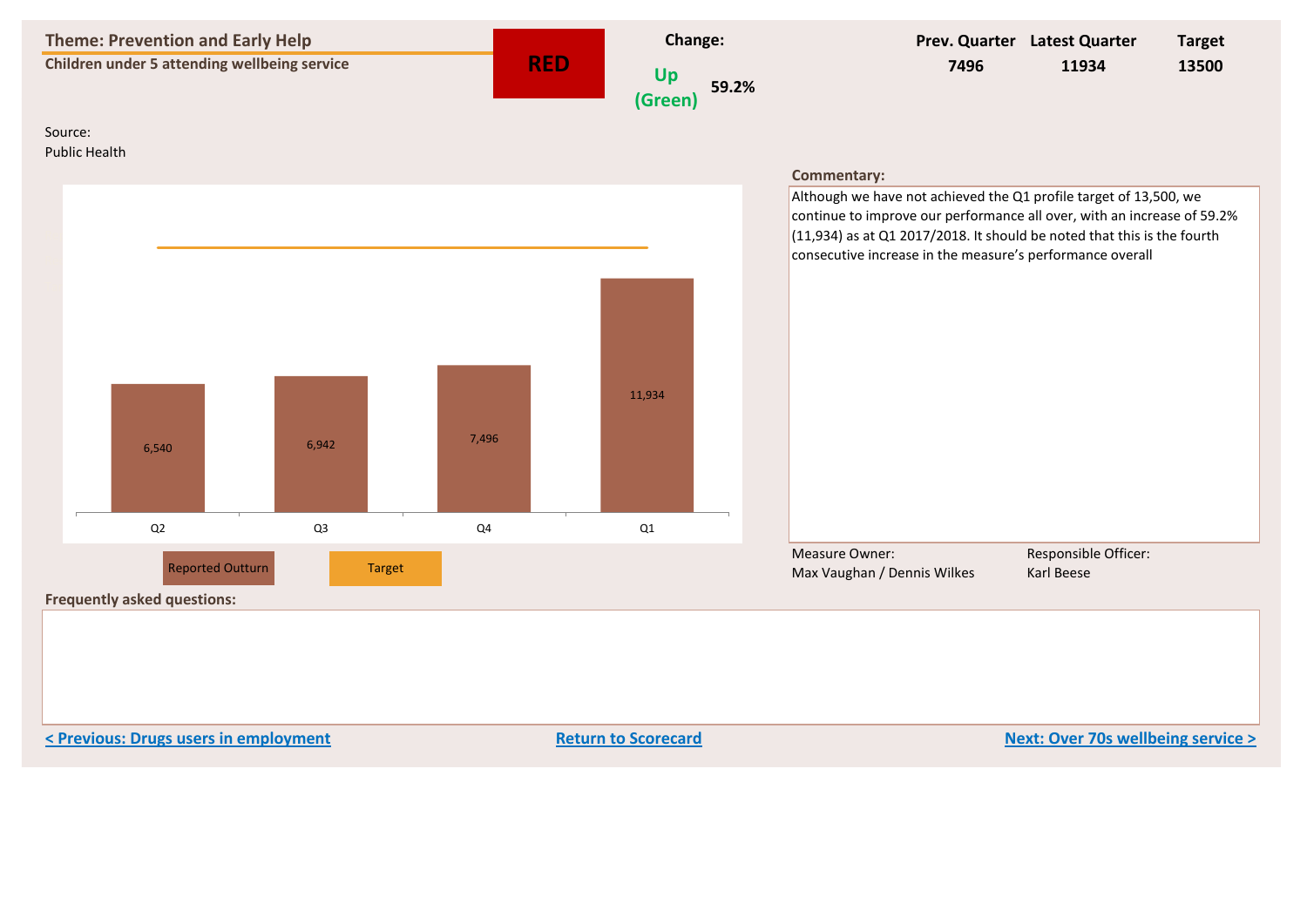## Theme: Prevention and Early Help

**Children under 5 attending wellbeing service**

**RED**

| Change: | | Prev. Quarter | Latest Quarter | Target |
|---|---|---|---|---|
| Up (Green) | 59.2% | 7496 | 11934 | 13500 |

Source:
Public Health

| Quarter | Reported Outturn |
|---|---|
| Q2 | 6,540 |
| Q3 | 6,942 |
| Q4 | 7,496 |
| Q1 | 11,934 |

Reported Outturn | Target

**Commentary:**

Although we have not achieved the Q1 profile target of 13,500, we continue to improve our performance all over, with an increase of 59.2% (11,934) as at Q1 2017/2018. It should be noted that this is the fourth consecutive increase in the measure's performance overall

Measure Owner:
Max Vaughan / Dennis Wilkes

Responsible Officer:
Karl Beese

**Frequently asked questions:**

< Previous: Drugs users in employment | Return to Scorecard | Next: Over 70s wellbeing service >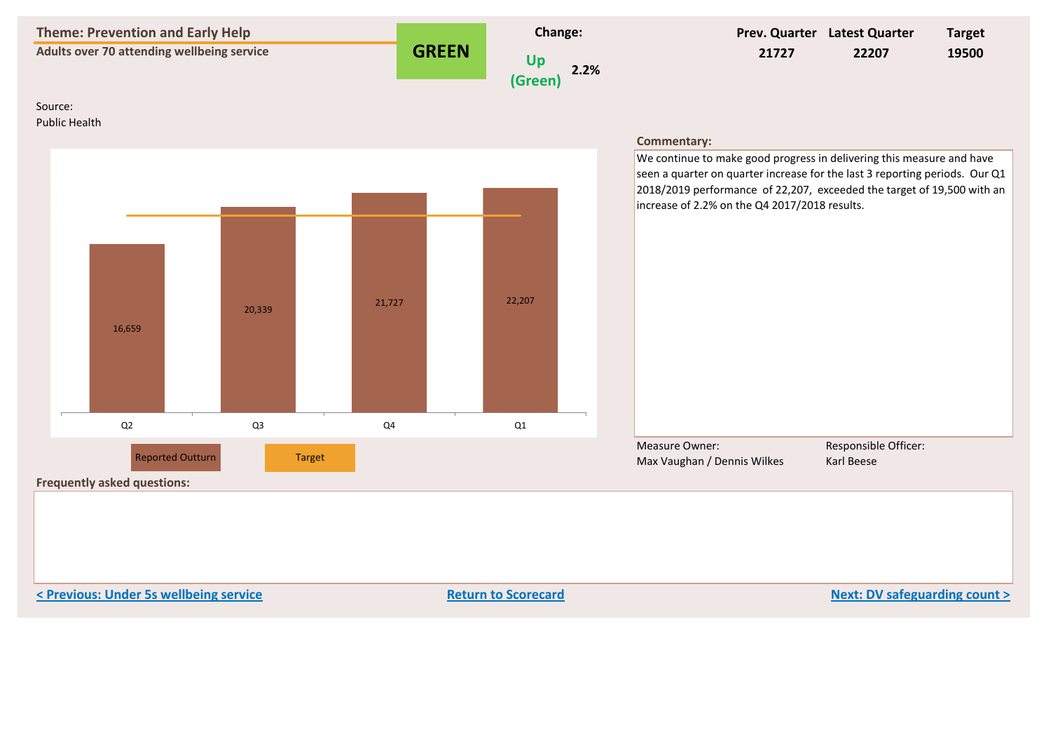## Theme: Prevention and Early Help

**Adults over 70 attending wellbeing service**

**GREEN**

| Change: | | Prev. Quarter | Latest Quarter | Target |
|---|---|---|---|---|
| Up (Green) | 2.2% | 21727 | 22207 | 19500 |

Source:
Public Health

| | Q2 | Q3 | Q4 | Q1 |
|---|---|---|---|---|
| Reported Outturn | 16,659 | 20,339 | 21,727 | 22,207 |

Reported Outturn | Target

**Commentary:**

We continue to make good progress in delivering this measure and have seen a quarter on quarter increase for the last 3 reporting periods. Our Q1 2018/2019 performance of 22,207, exceeded the target of 19,500 with an increase of 2.2% on the Q4 2017/2018 results.

Measure Owner:
Max Vaughan / Dennis Wilkes

Responsible Officer:
Karl Beese

**Frequently asked questions:**

< Previous: Under 5s wellbeing service | Return to Scorecard | Next: DV safeguarding count >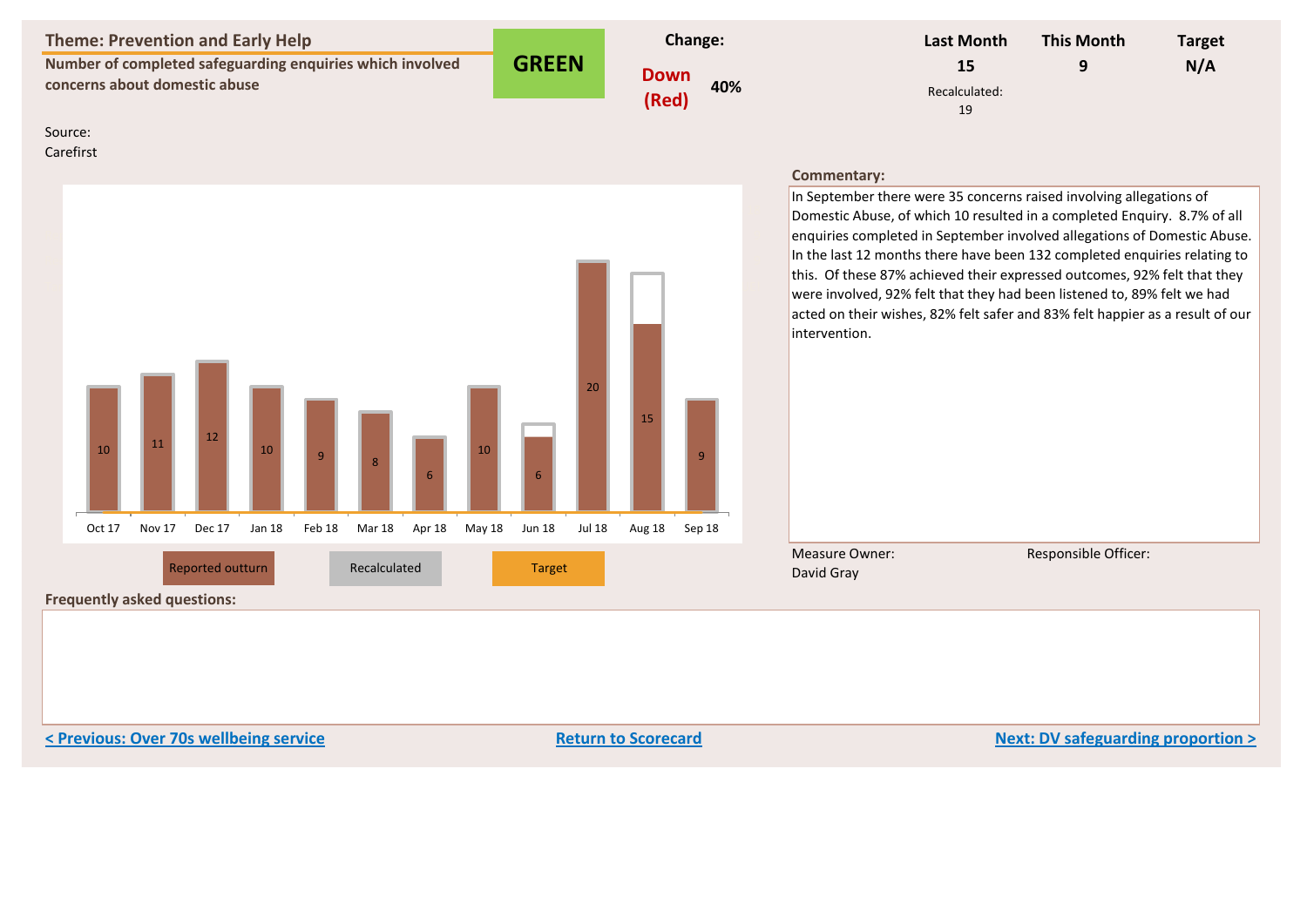## Theme: Prevention and Early Help

**Number of completed safeguarding enquiries which involved concerns about domestic abuse**

**GREEN**

| Change: | | Last Month | This Month | Target |
|---|---|---|---|---|
| Down (Red) | 40% | 15 | 9 | N/A |
| | | Recalculated: 19 | | |

Source:
Carefirst

| Month | Reported outturn |
|---|---|
| Oct 17 | 10 |
| Nov 17 | 11 |
| Dec 17 | 12 |
| Jan 18 | 10 |
| Feb 18 | 9 |
| Mar 18 | 8 |
| Apr 18 | 6 |
| May 18 | 10 |
| Jun 18 | 6 |
| Jul 18 | 20 |
| Aug 18 | 15 |
| Sep 18 | 9 |

Reported outturn | Recalculated | Target

**Commentary:**

In September there were 35 concerns raised involving allegations of Domestic Abuse, of which 10 resulted in a completed Enquiry. 8.7% of all enquiries completed in September involved allegations of Domestic Abuse. In the last 12 months there have been 132 completed enquiries relating to this. Of these 87% achieved their expressed outcomes, 92% felt that they were involved, 92% felt that they had been listened to, 89% felt we had acted on their wishes, 82% felt safer and 83% felt happier as a result of our intervention.

Measure Owner:
David Gray

Responsible Officer:

**Frequently asked questions:**

< Previous: Over 70s wellbeing service | Return to Scorecard | Next: DV safeguarding proportion >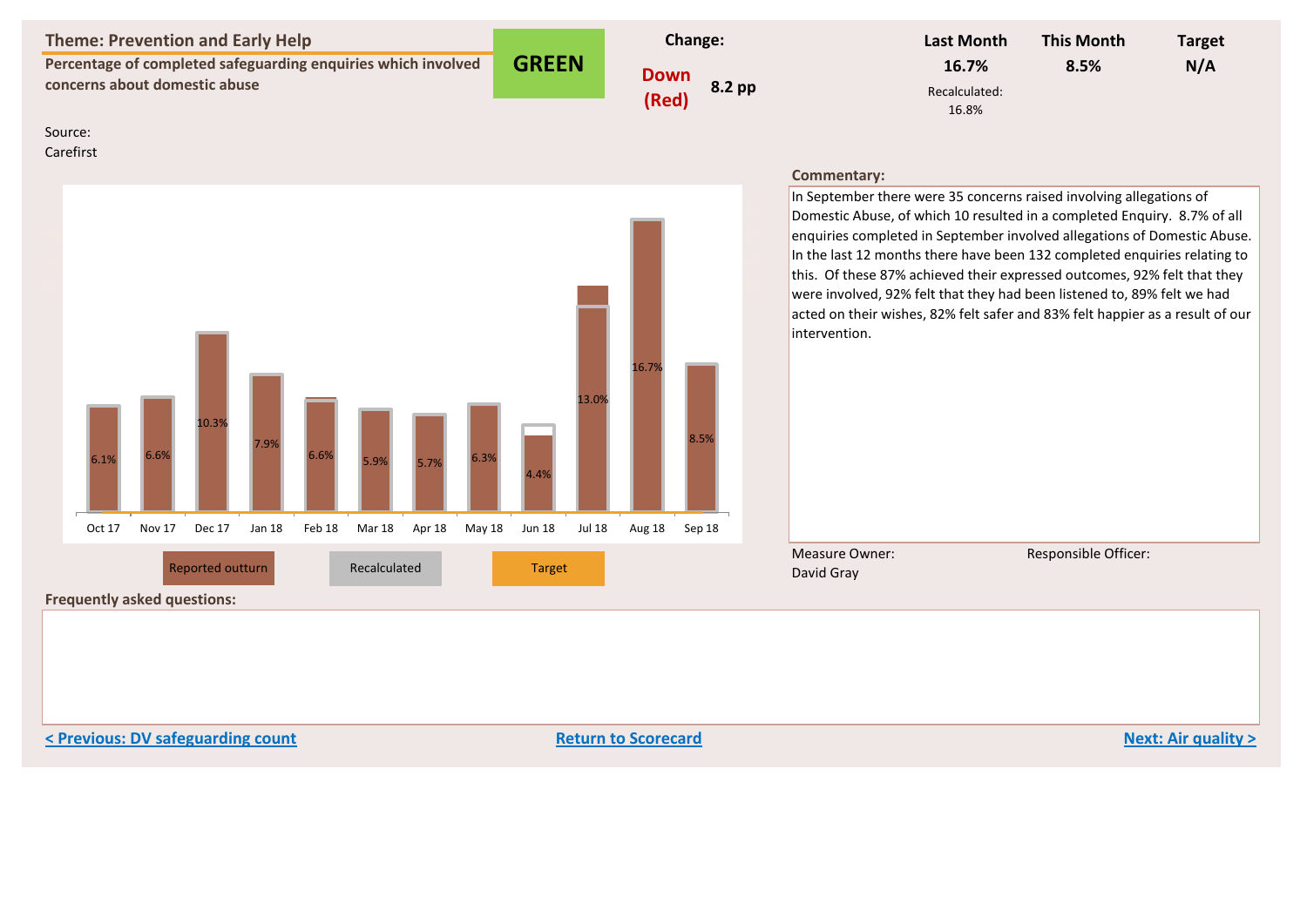## Theme: Prevention and Early Help

**Percentage of completed safeguarding enquiries which involved concerns about domestic abuse**

**GREEN**

| Change: | | Last Month | This Month | Target |
|---|---|---|---|---|
| Down (Red) | 8.2 pp | 16.7% | 8.5% | N/A |
| | | Recalculated: 16.8% | | |

Source:
Carefirst

| Month | Reported outturn |
|---|---|
| Oct 17 | 6.1% |
| Nov 17 | 6.6% |
| Dec 17 | 10.3% |
| Jan 18 | 7.9% |
| Feb 18 | 6.6% |
| Mar 18 | 5.9% |
| Apr 18 | 5.7% |
| May 18 | 6.3% |
| Jun 18 | 4.4% |
| Jul 18 | 13.0% |
| Aug 18 | 16.7% |
| Sep 18 | 8.5% |

Reported outturn | Recalculated | Target

**Commentary:**

In September there were 35 concerns raised involving allegations of Domestic Abuse, of which 10 resulted in a completed Enquiry. 8.7% of all enquiries completed in September involved allegations of Domestic Abuse. In the last 12 months there have been 132 completed enquiries relating to this. Of these 87% achieved their expressed outcomes, 92% felt that they were involved, 92% felt that they had been listened to, 89% felt we had acted on their wishes, 82% felt safer and 83% felt happier as a result of our intervention.

Measure Owner:
David Gray

Responsible Officer:

**Frequently asked questions:**

< Previous: DV safeguarding count | Return to Scorecard | Next: Air quality >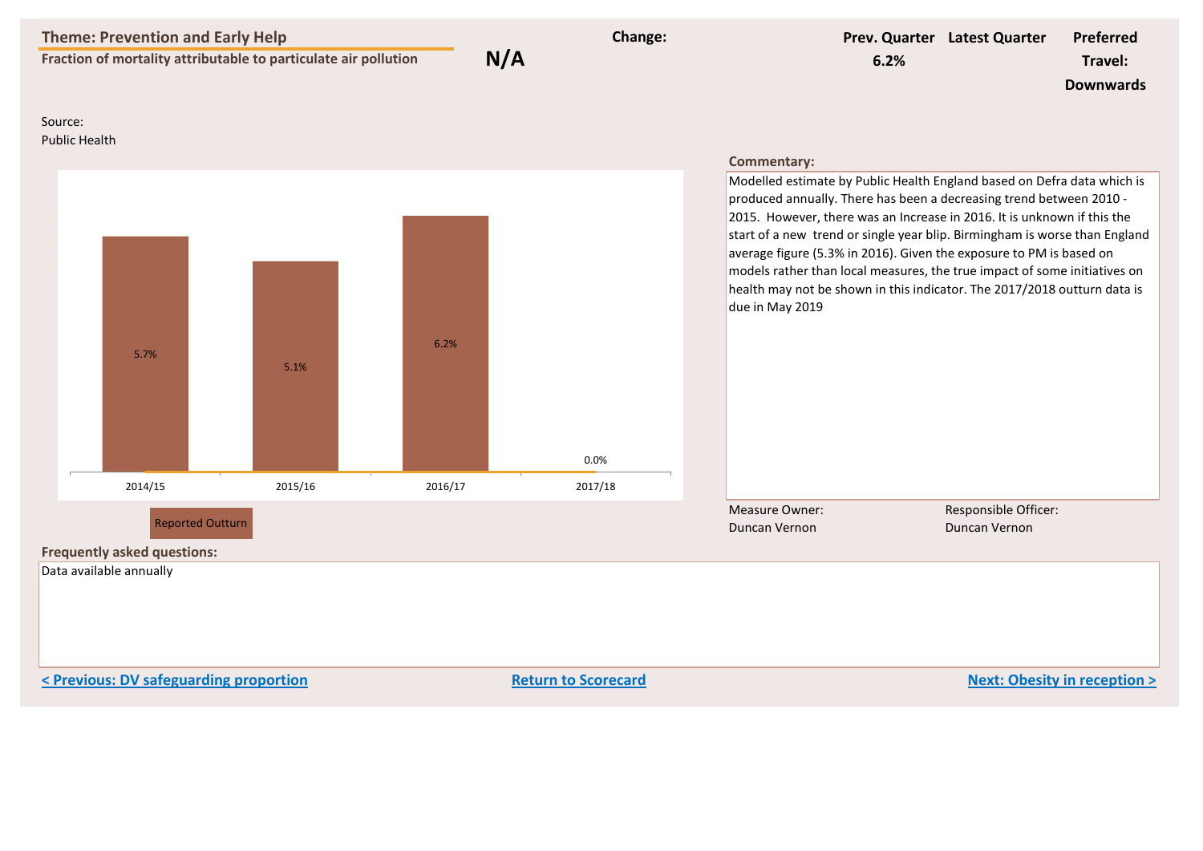## Theme: Prevention and Early Help

**Fraction of mortality attributable to particulate air pollution**

**N/A**

| Change: | Prev. Quarter | Latest Quarter | Preferred Travel: |
|---|---|---|---|
| | 6.2% | | Downwards |

Source:
Public Health

| | 2014/15 | 2015/16 | 2016/17 | 2017/18 |
|---|---|---|---|---|
| Reported Outturn | 5.7% | 5.1% | 6.2% | 0.0% |

**Commentary:**

Modelled estimate by Public Health England based on Defra data which is produced annually. There has been a decreasing trend between 2010 - 2015. However, there was an Increase in 2016. It is unknown if this the start of a new trend or single year blip. Birmingham is worse than England average figure (5.3% in 2016). Given the exposure to PM is based on models rather than local measures, the true impact of some initiatives on health may not be shown in this indicator. The 2017/2018 outturn data is due in May 2019

Measure Owner:
Duncan Vernon

Responsible Officer:
Duncan Vernon

**Frequently asked questions:**

Data available annually

< Previous: DV safeguarding proportion | Return to Scorecard | Next: Obesity in reception >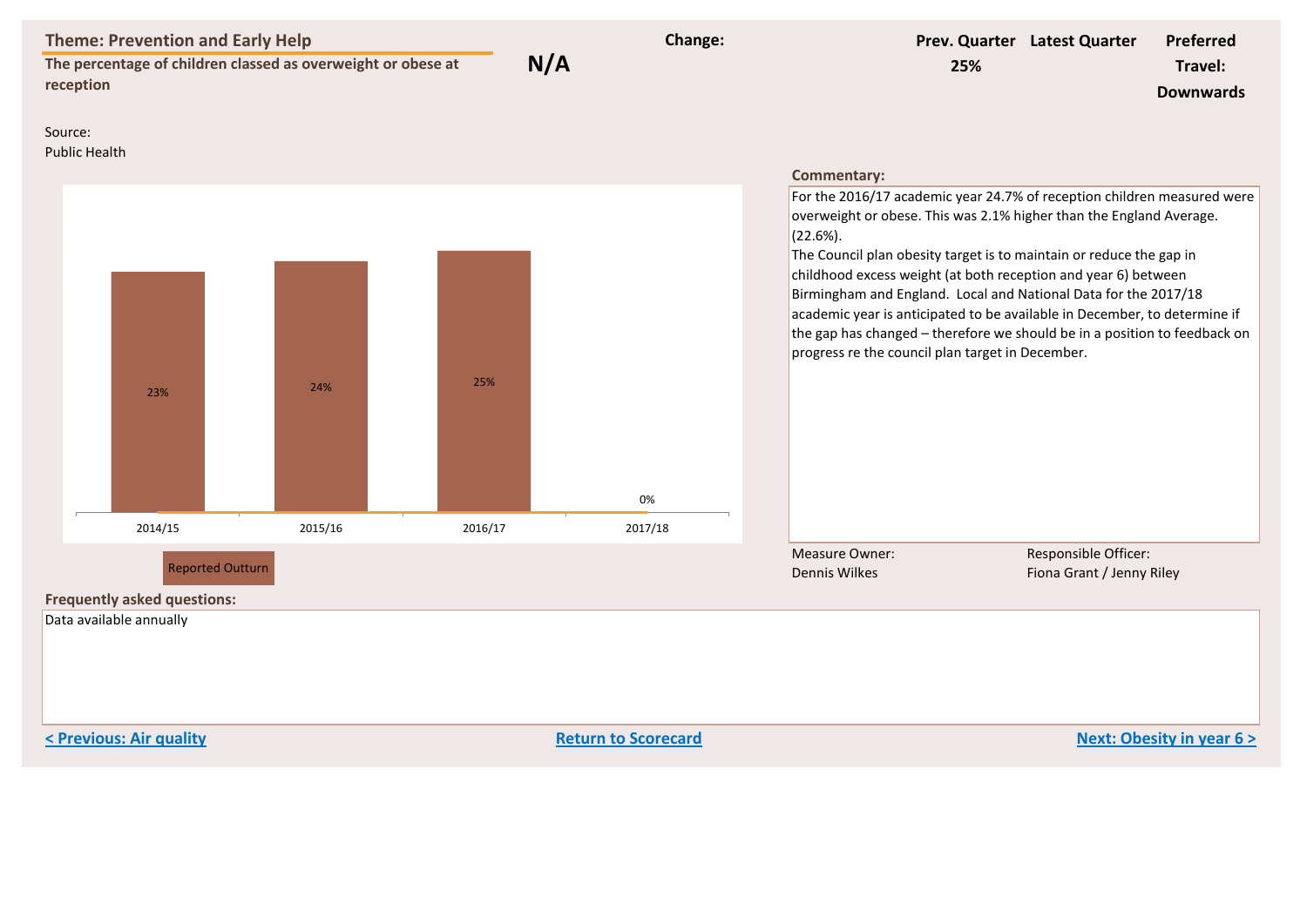## Theme: Prevention and Early Help

**The percentage of children classed as overweight or obese at reception**

**N/A**

| Change: | Prev. Quarter | Latest Quarter | Preferred Travel: |
|---|---|---|---|
| | 25% | | Downwards |

Source:
Public Health

| | 2014/15 | 2015/16 | 2016/17 | 2017/18 |
|---|---|---|---|---|
| Reported Outturn | 23% | 24% | 25% | 0% |

**Commentary:**

For the 2016/17 academic year 24.7% of reception children measured were overweight or obese. This was 2.1% higher than the England Average. (22.6%).
The Council plan obesity target is to maintain or reduce the gap in childhood excess weight (at both reception and year 6) between Birmingham and England. Local and National Data for the 2017/18 academic year is anticipated to be available in December, to determine if the gap has changed – therefore we should be in a position to feedback on progress re the council plan target in December.

Measure Owner:
Dennis Wilkes

Responsible Officer:
Fiona Grant / Jenny Riley

**Frequently asked questions:**

Data available annually

< Previous: Air quality | Return to Scorecard | Next: Obesity in year 6 >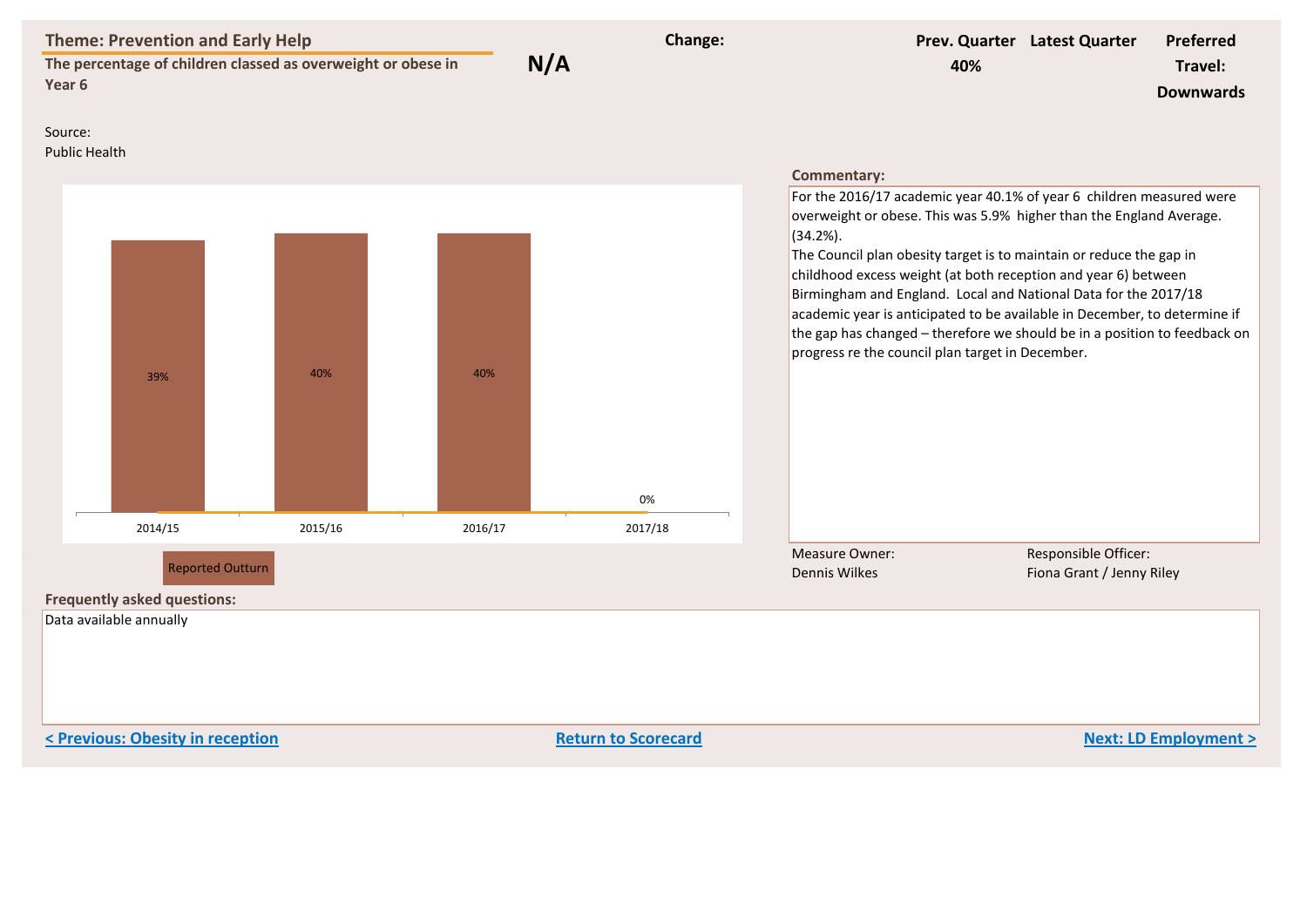## Theme: Prevention and Early Help

**The percentage of children classed as overweight or obese in Year 6**

**N/A**

**Change:**

| Prev. Quarter | Latest Quarter | Preferred Travel: |
|---|---|---|
| 40% | | Downwards |

Source:
Public Health

| | 2014/15 | 2015/16 | 2016/17 | 2017/18 |
|---|---|---|---|---|
| Reported Outturn | 39% | 40% | 40% | 0% |

**Commentary:**

For the 2016/17 academic year 40.1% of year 6 children measured were overweight or obese. This was 5.9% higher than the England Average. (34.2%).
The Council plan obesity target is to maintain or reduce the gap in childhood excess weight (at both reception and year 6) between Birmingham and England. Local and National Data for the 2017/18 academic year is anticipated to be available in December, to determine if the gap has changed – therefore we should be in a position to feedback on progress re the council plan target in December.

Measure Owner:
Dennis Wilkes

Responsible Officer:
Fiona Grant / Jenny Riley

**Frequently asked questions:**

Data available annually

< Previous: Obesity in reception | Return to Scorecard | Next: LD Employment >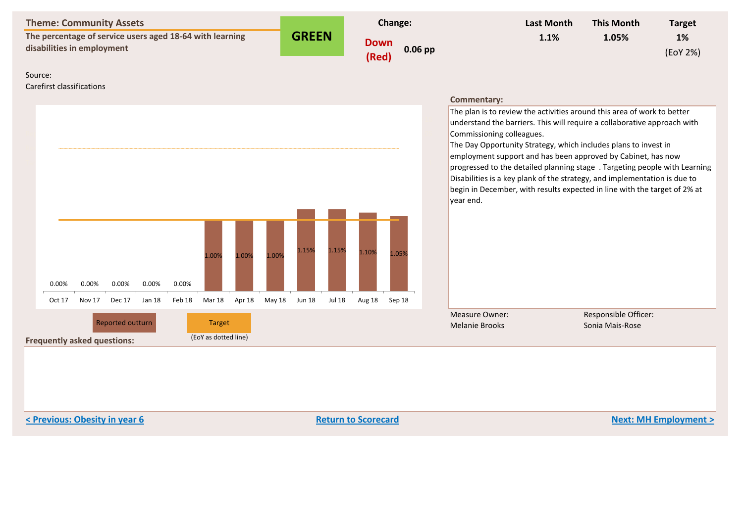## Theme: Community Assets

**The percentage of service users aged 18-64 with learning disabilities in employment**

**GREEN**

| Change: | | Last Month | This Month | Target |
|---|---|---|---|---|
| Down (Red) | 0.06 pp | 1.1% | 1.05% | 1% (EoY 2%) |

Source:
Carefirst classifications

| | Oct 17 | Nov 17 | Dec 17 | Jan 18 | Feb 18 | Mar 18 | Apr 18 | May 18 | Jun 18 | Jul 18 | Aug 18 | Sep 18 |
|---|---|---|---|---|---|---|---|---|---|---|---|---|
| Reported outturn | 0.00% | 0.00% | 0.00% | 0.00% | 0.00% | 1.00% | 1.00% | 1.00% | 1.15% | 1.15% | 1.10% | 1.05% |

Reported outturn | Target (EoY as dotted line)

**Commentary:**

The plan is to review the activities around this area of work to better understand the barriers. This will require a collaborative approach with Commissioning colleagues.
The Day Opportunity Strategy, which includes plans to invest in employment support and has been approved by Cabinet, has now progressed to the detailed planning stage . Targeting people with Learning Disabilities is a key plank of the strategy, and implementation is due to begin in December, with results expected in line with the target of 2% at year end.

Measure Owner:
Melanie Brooks

Responsible Officer:
Sonia Mais-Rose

**Frequently asked questions:**

< Previous: Obesity in year 6 | Return to Scorecard | Next: MH Employment >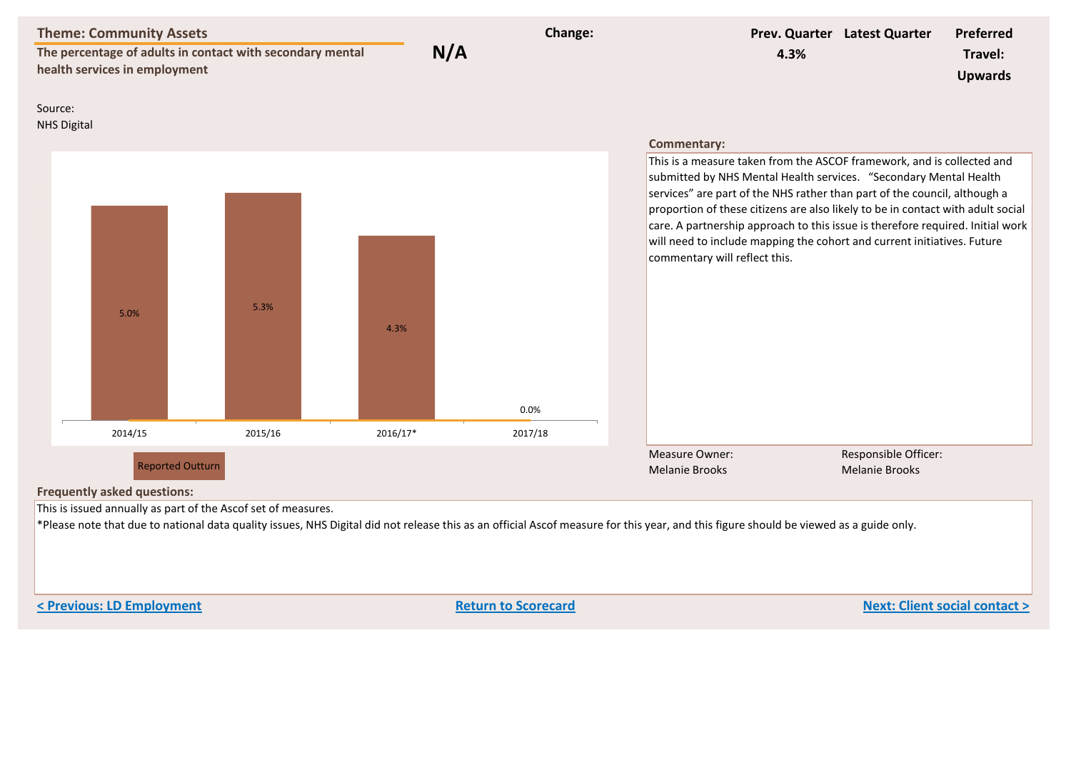## Theme: Community Assets

**The percentage of adults in contact with secondary mental health services in employment**

**N/A**

**Change:**

| Prev. Quarter | Latest Quarter | Preferred Travel: |
|---|---|---|
| 4.3% | | Upwards |

Source:
NHS Digital

| | 2014/15 | 2015/16 | 2016/17* | 2017/18 |
|---|---|---|---|---|
| Reported Outturn | 5.0% | 5.3% | 4.3% | 0.0% |

**Commentary:**

This is a measure taken from the ASCOF framework, and is collected and submitted by NHS Mental Health services. "Secondary Mental Health services" are part of the NHS rather than part of the council, although a proportion of these citizens are also likely to be in contact with adult social care. A partnership approach to this issue is therefore required. Initial work will need to include mapping the cohort and current initiatives. Future commentary will reflect this.

Measure Owner:
Melanie Brooks

Responsible Officer:
Melanie Brooks

**Frequently asked questions:**

This is issued annually as part of the Ascof set of measures.

*Please note that due to national data quality issues, NHS Digital did not release this as an official Ascof measure for this year, and this figure should be viewed as a guide only.

< Previous: LD Employment | Return to Scorecard | Next: Client social contact >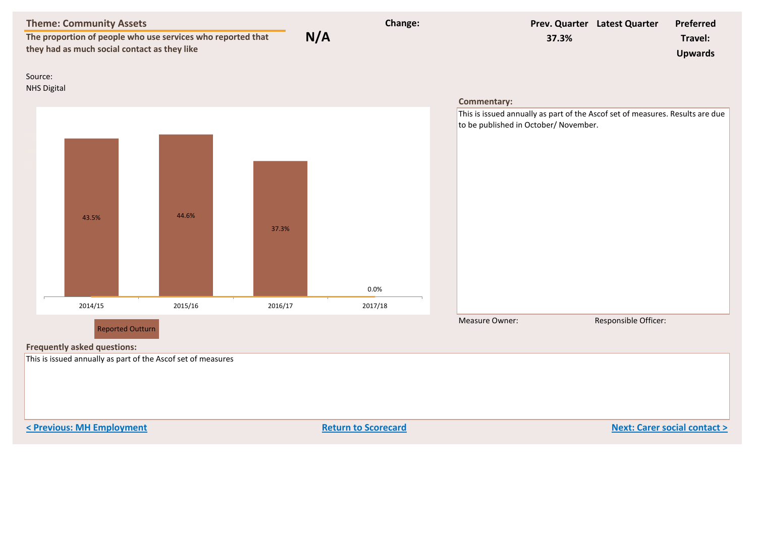**Theme: Community Assets**

**The proportion of people who use services who reported that they had as much social contact as they like**

**N/A**

**Change:**

| Prev. Quarter | Latest Quarter | Preferred Travel: |
|---|---|---|
| 37.3% | | Upwards |

Source:
NHS Digital

| | 2014/15 | 2015/16 | 2016/17 | 2017/18 |
|---|---|---|---|---|
| Reported Outturn | 43.5% | 44.6% | 37.3% | 0.0% |

**Commentary:**

This is issued annually as part of the Ascof set of measures. Results are due to be published in October/ November.

Measure Owner:

Responsible Officer:

**Frequently asked questions:**

This is issued annually as part of the Ascof set of measures

< Previous: MH Employment

Return to Scorecard

Next: Carer social contact >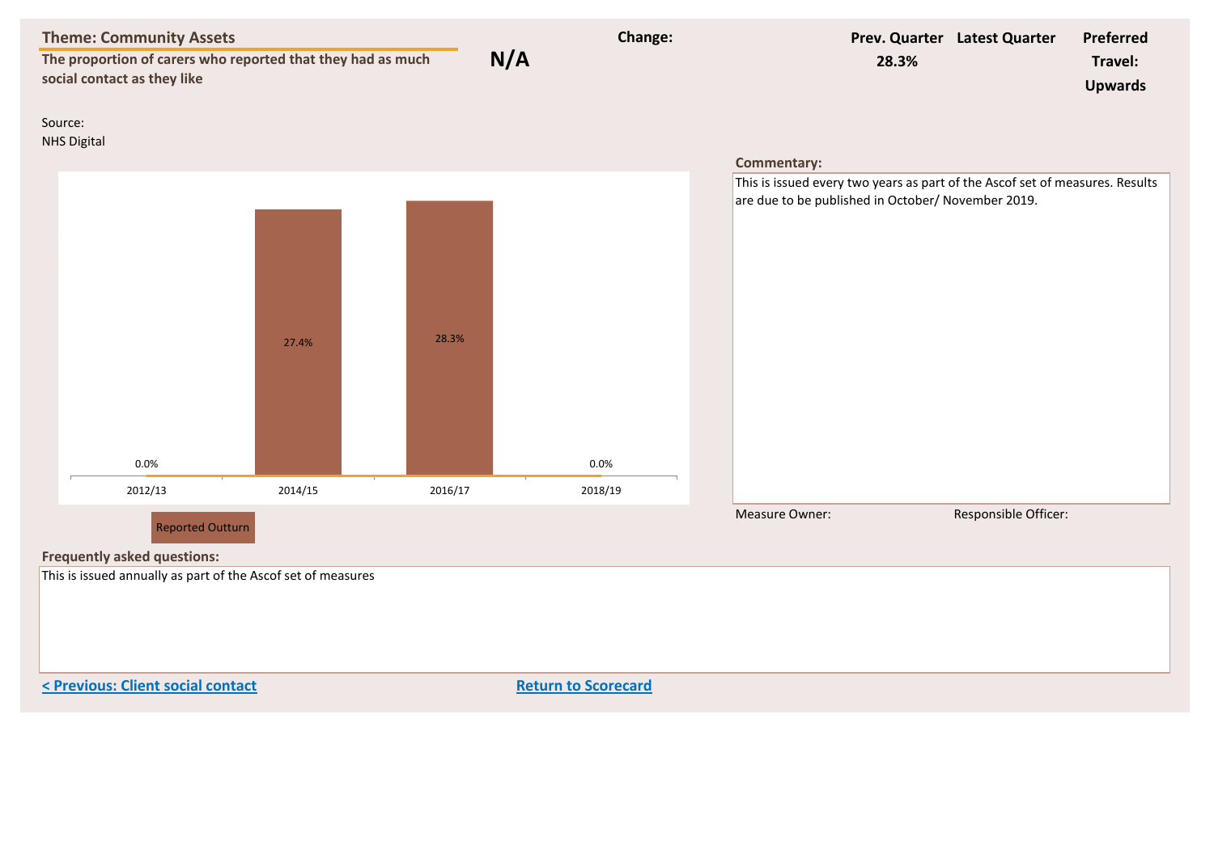## Theme: Community Assets

**The proportion of carers who reported that they had as much social contact as they like**

**N/A**

**Change:**

| Prev. Quarter | Latest Quarter | Preferred Travel: |
|---|---|---|
| 28.3% | | Upwards |

Source:
NHS Digital

0.0%
27.4%
28.3%
0.0%
2012/13
2014/15
2016/17
2018/19
Reported Outturn

**Commentary:**

This is issued every two years as part of the Ascof set of measures. Results are due to be published in October/ November 2019.

Measure Owner:

Responsible Officer:

**Frequently asked questions:**

This is issued annually as part of the Ascof set of measures

**< Previous: Client social contact**

**Return to Scorecard**